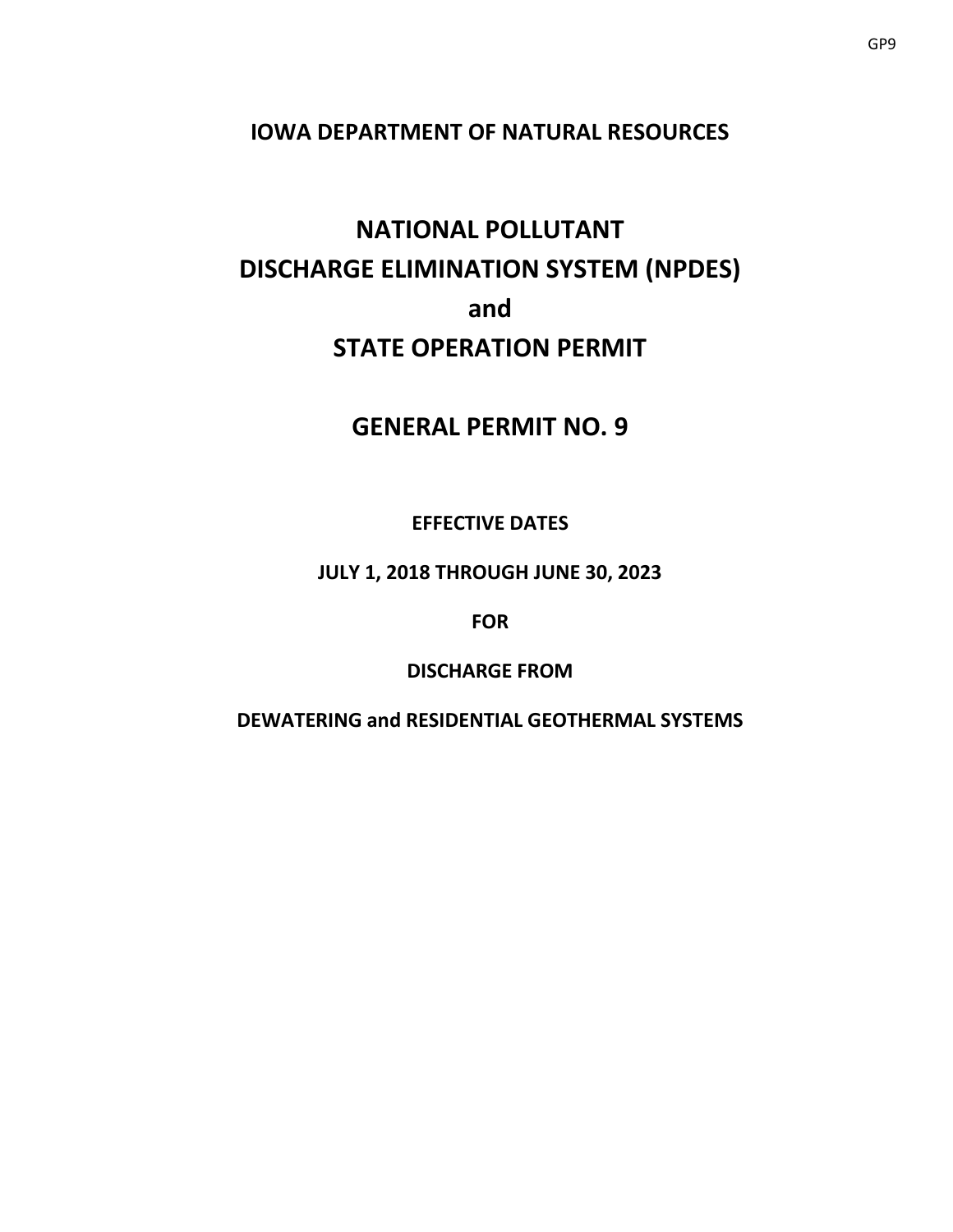**IOWA DEPARTMENT OF NATURAL RESOURCES**

# NATIONAL POLLUTANT DISCHARGE ELIMINATION SYSTEM (NPDES) and STATE OPERATION PERMIT

## GENERAL PERMIT NO. 9

**EFFECTIVE DATES**

**JULY 1, 2018 THROUGH JUNE 30, 2023**

**FOR**

**DISCHARGE FROM**

**DEWATERING and RESIDENTIAL GEOTHERMAL SYSTEMS**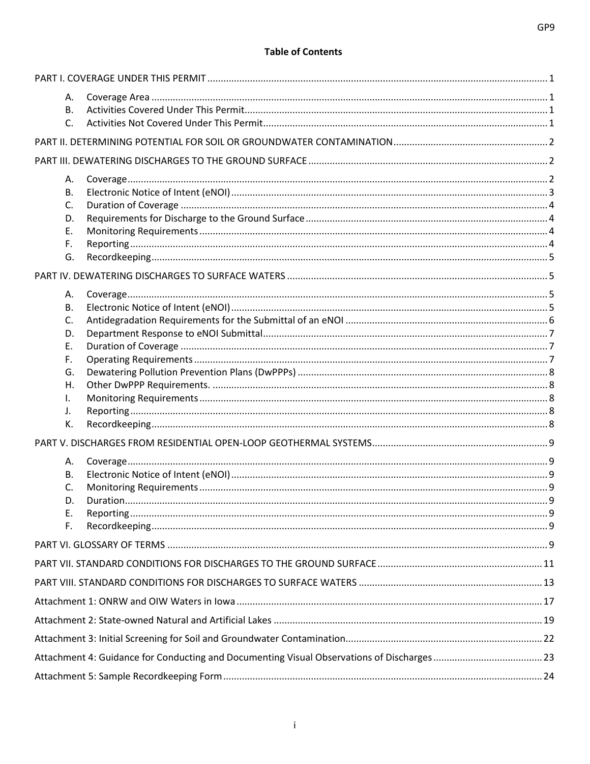## Table of Contents

PART I. COVERAGE UNDER THIS PERMIT .......... 1

- A. Coverage Area .......... 1
- B. Activities Covered Under This Permit .......... 1
- C. Activities Not Covered Under This Permit .......... 1

PART II. DETERMINING POTENTIAL FOR SOIL OR GROUNDWATER CONTAMINATION .......... 2

PART III. DEWATERING DISCHARGES TO THE GROUND SURFACE .......... 2

- A. Coverage .......... 2
- B. Electronic Notice of Intent (eNOI) .......... 3
- C. Duration of Coverage .......... 4
- D. Requirements for Discharge to the Ground Surface .......... 4
- E. Monitoring Requirements .......... 4
- F. Reporting .......... 4
- G. Recordkeeping .......... 5

PART IV. DEWATERING DISCHARGES TO SURFACE WATERS .......... 5

- A. Coverage .......... 5
- B. Electronic Notice of Intent (eNOI) .......... 5
- C. Antidegradation Requirements for the Submittal of an eNOI .......... 6
- D. Department Response to eNOI Submittal .......... 7
- E. Duration of Coverage .......... 7
- F. Operating Requirements .......... 7
- G. Dewatering Pollution Prevention Plans (DwPPPs) .......... 8
- H. Other DwPPP Requirements. .......... 8
- I. Monitoring Requirements .......... 8
- J. Reporting .......... 8
- K. Recordkeeping .......... 8

PART V. DISCHARGES FROM RESIDENTIAL OPEN-LOOP GEOTHERMAL SYSTEMS .......... 9

- A. Coverage .......... 9
- B. Electronic Notice of Intent (eNOI) .......... 9
- C. Monitoring Requirements .......... 9
- D. Duration .......... 9
- E. Reporting .......... 9
- F. Recordkeeping .......... 9

PART VI. GLOSSARY OF TERMS .......... 9

PART VII. STANDARD CONDITIONS FOR DISCHARGES TO THE GROUND SURFACE .......... 11

PART VIII. STANDARD CONDITIONS FOR DISCHARGES TO SURFACE WATERS .......... 13

Attachment 1: ONRW and OIW Waters in Iowa .......... 17

Attachment 2: State-owned Natural and Artificial Lakes .......... 19

Attachment 3: Initial Screening for Soil and Groundwater Contamination .......... 22

Attachment 4: Guidance for Conducting and Documenting Visual Observations of Discharges .......... 23

Attachment 5: Sample Recordkeeping Form .......... 24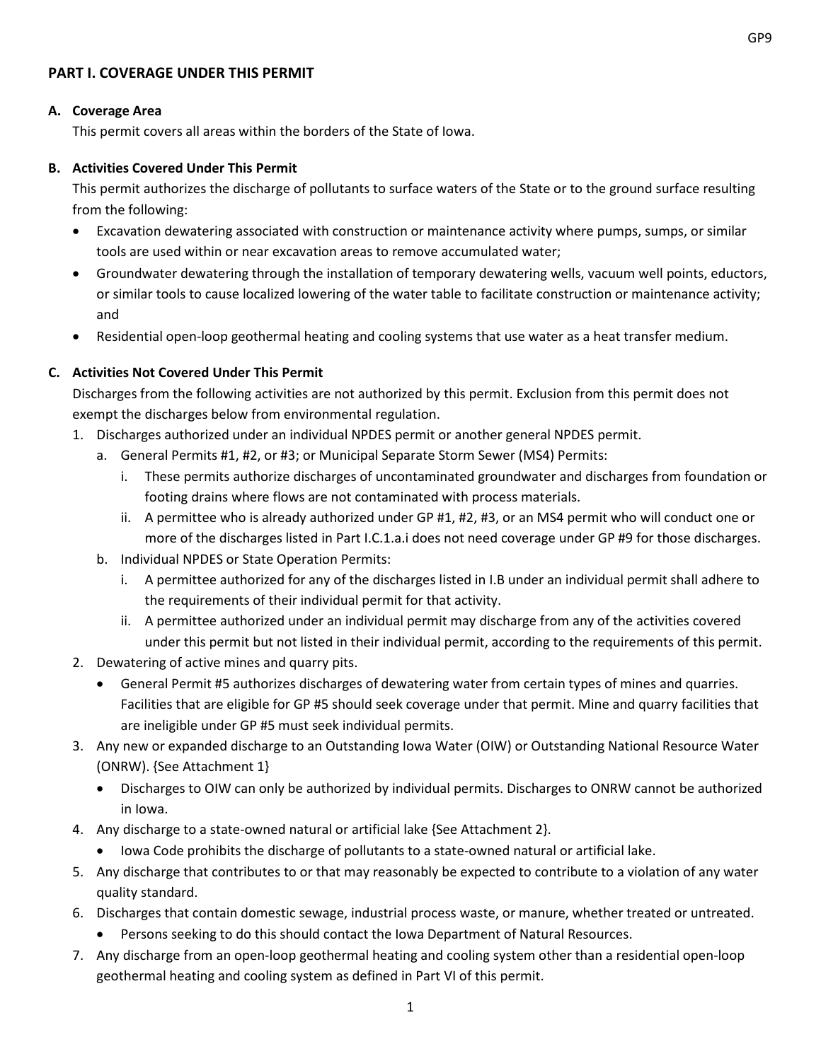## PART I. COVERAGE UNDER THIS PERMIT

### A. Coverage Area

This permit covers all areas within the borders of the State of Iowa.

### B. Activities Covered Under This Permit

This permit authorizes the discharge of pollutants to surface waters of the State or to the ground surface resulting from the following:

- Excavation dewatering associated with construction or maintenance activity where pumps, sumps, or similar tools are used within or near excavation areas to remove accumulated water;
- Groundwater dewatering through the installation of temporary dewatering wells, vacuum well points, eductors, or similar tools to cause localized lowering of the water table to facilitate construction or maintenance activity; and
- Residential open-loop geothermal heating and cooling systems that use water as a heat transfer medium.

### C. Activities Not Covered Under This Permit

Discharges from the following activities are not authorized by this permit. Exclusion from this permit does not exempt the discharges below from environmental regulation.

1. Discharges authorized under an individual NPDES permit or another general NPDES permit.
   a. General Permits #1, #2, or #3; or Municipal Separate Storm Sewer (MS4) Permits:
      i. These permits authorize discharges of uncontaminated groundwater and discharges from foundation or footing drains where flows are not contaminated with process materials.
      ii. A permittee who is already authorized under GP #1, #2, #3, or an MS4 permit who will conduct one or more of the discharges listed in Part I.C.1.a.i does not need coverage under GP #9 for those discharges.
   b. Individual NPDES or State Operation Permits:
      i. A permittee authorized for any of the discharges listed in I.B under an individual permit shall adhere to the requirements of their individual permit for that activity.
      ii. A permittee authorized under an individual permit may discharge from any of the activities covered under this permit but not listed in their individual permit, according to the requirements of this permit.
2. Dewatering of active mines and quarry pits.
   - General Permit #5 authorizes discharges of dewatering water from certain types of mines and quarries. Facilities that are eligible for GP #5 should seek coverage under that permit. Mine and quarry facilities that are ineligible under GP #5 must seek individual permits.
3. Any new or expanded discharge to an Outstanding Iowa Water (OIW) or Outstanding National Resource Water (ONRW). {See Attachment 1}
   - Discharges to OIW can only be authorized by individual permits. Discharges to ONRW cannot be authorized in Iowa.
4. Any discharge to a state-owned natural or artificial lake {See Attachment 2}.
   - Iowa Code prohibits the discharge of pollutants to a state-owned natural or artificial lake.
5. Any discharge that contributes to or that may reasonably be expected to contribute to a violation of any water quality standard.
6. Discharges that contain domestic sewage, industrial process waste, or manure, whether treated or untreated.
   - Persons seeking to do this should contact the Iowa Department of Natural Resources.
7. Any discharge from an open-loop geothermal heating and cooling system other than a residential open-loop geothermal heating and cooling system as defined in Part VI of this permit.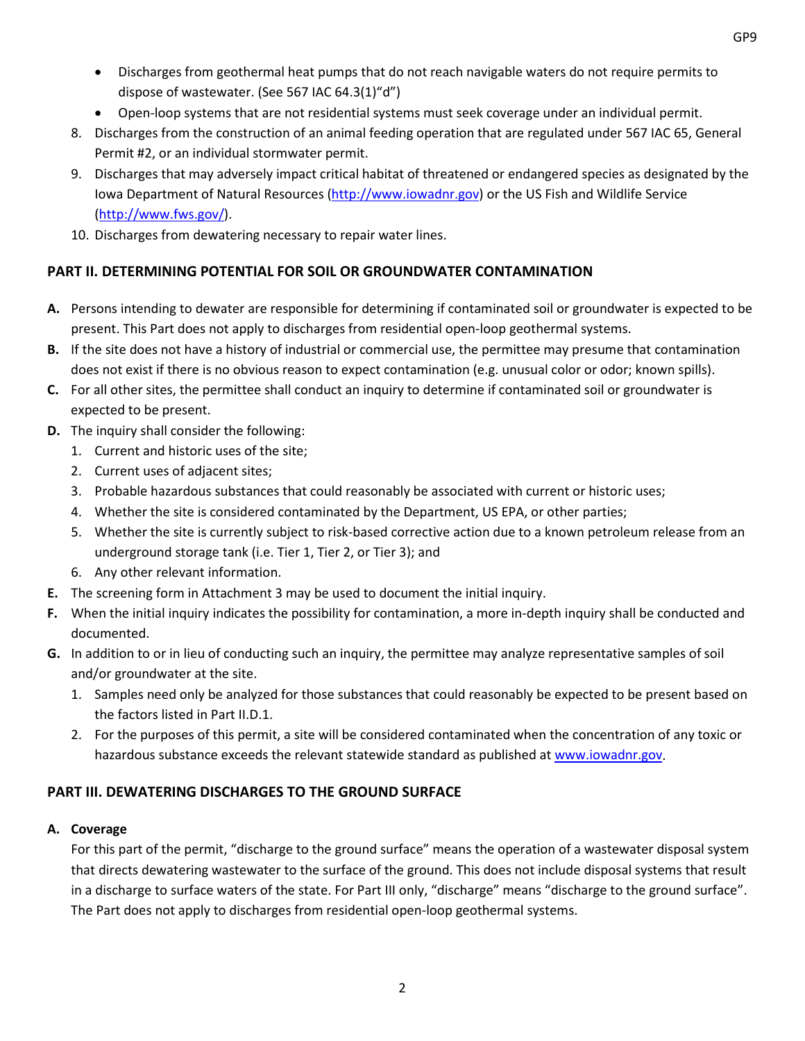- Discharges from geothermal heat pumps that do not reach navigable waters do not require permits to dispose of wastewater. (See 567 IAC 64.3(1)"d")
- Open-loop systems that are not residential systems must seek coverage under an individual permit.

8. Discharges from the construction of an animal feeding operation that are regulated under 567 IAC 65, General Permit #2, or an individual stormwater permit.
9. Discharges that may adversely impact critical habitat of threatened or endangered species as designated by the Iowa Department of Natural Resources (http://www.iowadnr.gov) or the US Fish and Wildlife Service (http://www.fws.gov/).
10. Discharges from dewatering necessary to repair water lines.

## PART II. DETERMINING POTENTIAL FOR SOIL OR GROUNDWATER CONTAMINATION

**A.** Persons intending to dewater are responsible for determining if contaminated soil or groundwater is expected to be present. This Part does not apply to discharges from residential open-loop geothermal systems.

**B.** If the site does not have a history of industrial or commercial use, the permittee may presume that contamination does not exist if there is no obvious reason to expect contamination (e.g. unusual color or odor; known spills).

**C.** For all other sites, the permittee shall conduct an inquiry to determine if contaminated soil or groundwater is expected to be present.

**D.** The inquiry shall consider the following:

1. Current and historic uses of the site;
2. Current uses of adjacent sites;
3. Probable hazardous substances that could reasonably be associated with current or historic uses;
4. Whether the site is considered contaminated by the Department, US EPA, or other parties;
5. Whether the site is currently subject to risk-based corrective action due to a known petroleum release from an underground storage tank (i.e. Tier 1, Tier 2, or Tier 3); and
6. Any other relevant information.

**E.** The screening form in Attachment 3 may be used to document the initial inquiry.

**F.** When the initial inquiry indicates the possibility for contamination, a more in-depth inquiry shall be conducted and documented.

**G.** In addition to or in lieu of conducting such an inquiry, the permittee may analyze representative samples of soil and/or groundwater at the site.

1. Samples need only be analyzed for those substances that could reasonably be expected to be present based on the factors listed in Part II.D.1.
2. For the purposes of this permit, a site will be considered contaminated when the concentration of any toxic or hazardous substance exceeds the relevant statewide standard as published at www.iowadnr.gov.

## PART III. DEWATERING DISCHARGES TO THE GROUND SURFACE

**A. Coverage**

For this part of the permit, "discharge to the ground surface" means the operation of a wastewater disposal system that directs dewatering wastewater to the surface of the ground. This does not include disposal systems that result in a discharge to surface waters of the state. For Part III only, "discharge" means "discharge to the ground surface". The Part does not apply to discharges from residential open-loop geothermal systems.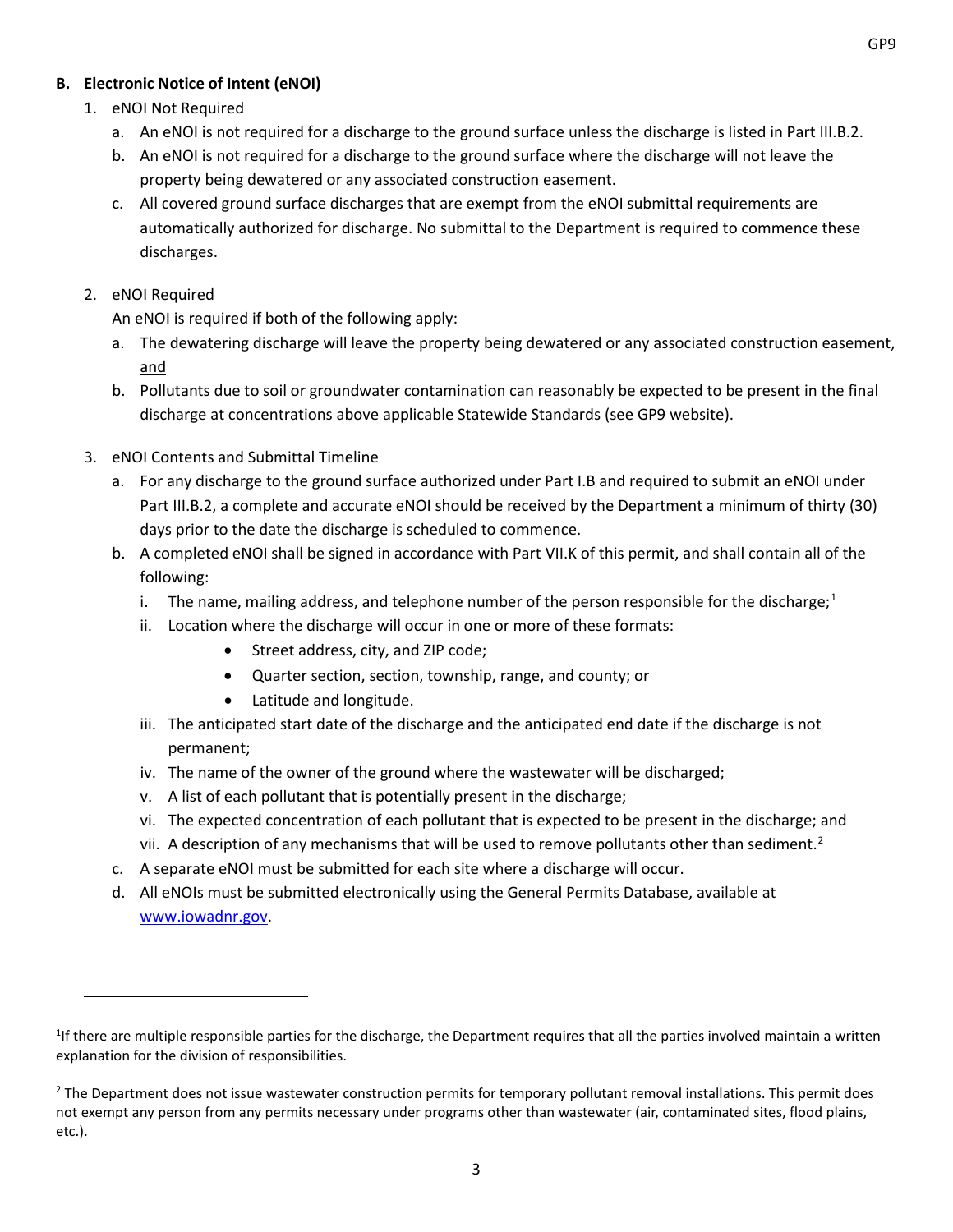## B. Electronic Notice of Intent (eNOI)

1. eNOI Not Required
   a. An eNOI is not required for a discharge to the ground surface unless the discharge is listed in Part III.B.2.
   b. An eNOI is not required for a discharge to the ground surface where the discharge will not leave the property being dewatered or any associated construction easement.
   c. All covered ground surface discharges that are exempt from the eNOI submittal requirements are automatically authorized for discharge. No submittal to the Department is required to commence these discharges.

2. eNOI Required

   An eNOI is required if both of the following apply:
   a. The dewatering discharge will leave the property being dewatered or any associated construction easement, and
   b. Pollutants due to soil or groundwater contamination can reasonably be expected to be present in the final discharge at concentrations above applicable Statewide Standards (see GP9 website).

3. eNOI Contents and Submittal Timeline
   a. For any discharge to the ground surface authorized under Part I.B and required to submit an eNOI under Part III.B.2, a complete and accurate eNOI should be received by the Department a minimum of thirty (30) days prior to the date the discharge is scheduled to commence.
   b. A completed eNOI shall be signed in accordance with Part VII.K of this permit, and shall contain all of the following:
      i. The name, mailing address, and telephone number of the person responsible for the discharge;[1]
      ii. Location where the discharge will occur in one or more of these formats:
         - Street address, city, and ZIP code;
         - Quarter section, section, township, range, and county; or
         - Latitude and longitude.
      iii. The anticipated start date of the discharge and the anticipated end date if the discharge is not permanent;
      iv. The name of the owner of the ground where the wastewater will be discharged;
      v. A list of each pollutant that is potentially present in the discharge;
      vi. The expected concentration of each pollutant that is expected to be present in the discharge; and
      vii. A description of any mechanisms that will be used to remove pollutants other than sediment.[2]
   c. A separate eNOI must be submitted for each site where a discharge will occur.
   d. All eNOIs must be submitted electronically using the General Permits Database, available at www.iowadnr.gov.

---

[1] If there are multiple responsible parties for the discharge, the Department requires that all the parties involved maintain a written explanation for the division of responsibilities.

[2] The Department does not issue wastewater construction permits for temporary pollutant removal installations. This permit does not exempt any person from any permits necessary under programs other than wastewater (air, contaminated sites, flood plains, etc.).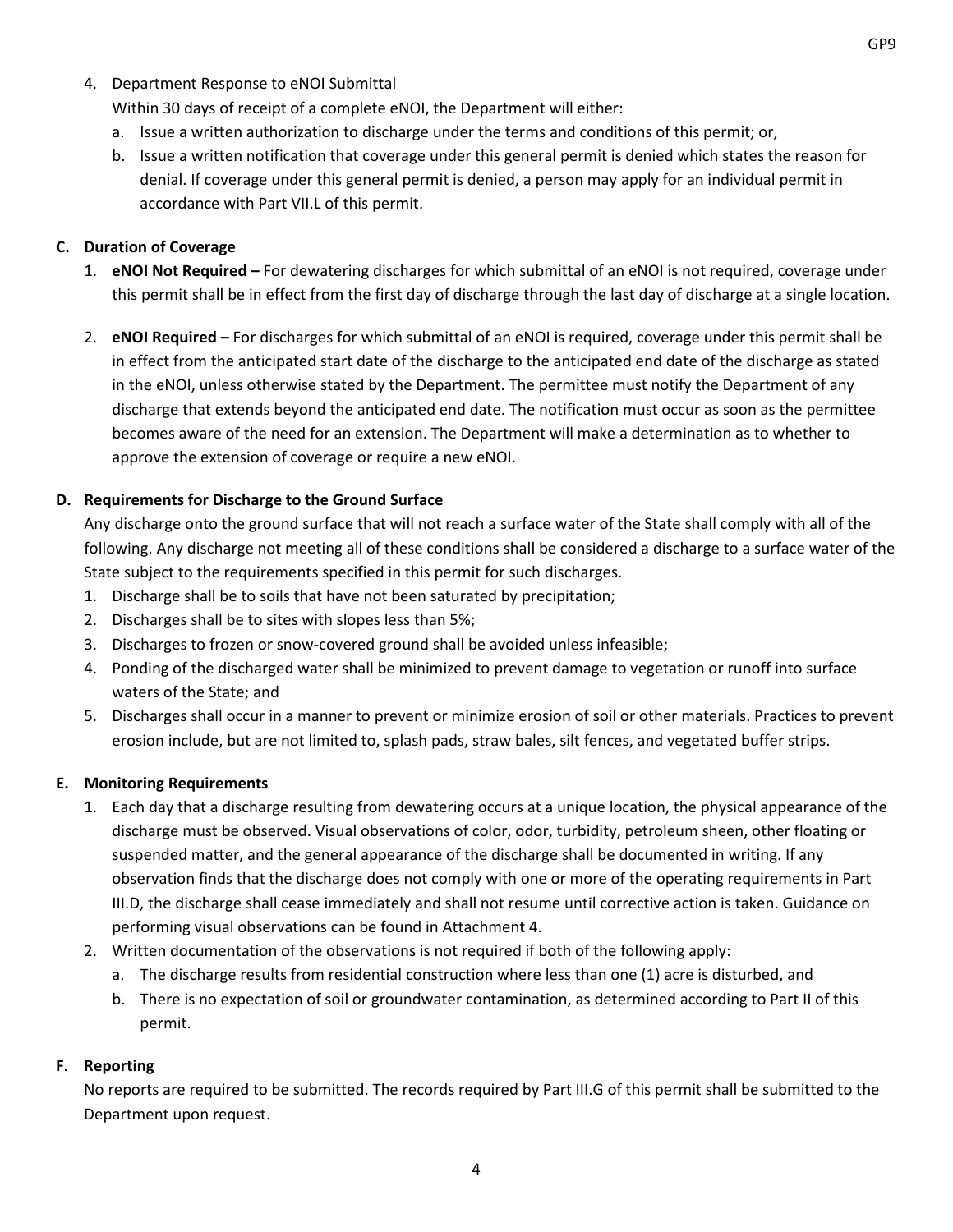4. Department Response to eNOI Submittal

   Within 30 days of receipt of a complete eNOI, the Department will either:

   a. Issue a written authorization to discharge under the terms and conditions of this permit; or,
   b. Issue a written notification that coverage under this general permit is denied which states the reason for denial. If coverage under this general permit is denied, a person may apply for an individual permit in accordance with Part VII.L of this permit.

### C. Duration of Coverage

1. **eNOI Not Required –** For dewatering discharges for which submittal of an eNOI is not required, coverage under this permit shall be in effect from the first day of discharge through the last day of discharge at a single location.

2. **eNOI Required –** For discharges for which submittal of an eNOI is required, coverage under this permit shall be in effect from the anticipated start date of the discharge to the anticipated end date of the discharge as stated in the eNOI, unless otherwise stated by the Department. The permittee must notify the Department of any discharge that extends beyond the anticipated end date. The notification must occur as soon as the permittee becomes aware of the need for an extension. The Department will make a determination as to whether to approve the extension of coverage or require a new eNOI.

### D. Requirements for Discharge to the Ground Surface

Any discharge onto the ground surface that will not reach a surface water of the State shall comply with all of the following. Any discharge not meeting all of these conditions shall be considered a discharge to a surface water of the State subject to the requirements specified in this permit for such discharges.

1. Discharge shall be to soils that have not been saturated by precipitation;
2. Discharges shall be to sites with slopes less than 5%;
3. Discharges to frozen or snow-covered ground shall be avoided unless infeasible;
4. Ponding of the discharged water shall be minimized to prevent damage to vegetation or runoff into surface waters of the State; and
5. Discharges shall occur in a manner to prevent or minimize erosion of soil or other materials. Practices to prevent erosion include, but are not limited to, splash pads, straw bales, silt fences, and vegetated buffer strips.

### E. Monitoring Requirements

1. Each day that a discharge resulting from dewatering occurs at a unique location, the physical appearance of the discharge must be observed. Visual observations of color, odor, turbidity, petroleum sheen, other floating or suspended matter, and the general appearance of the discharge shall be documented in writing. If any observation finds that the discharge does not comply with one or more of the operating requirements in Part III.D, the discharge shall cease immediately and shall not resume until corrective action is taken. Guidance on performing visual observations can be found in Attachment 4.
2. Written documentation of the observations is not required if both of the following apply:
   a. The discharge results from residential construction where less than one (1) acre is disturbed, and
   b. There is no expectation of soil or groundwater contamination, as determined according to Part II of this permit.

### F. Reporting

No reports are required to be submitted. The records required by Part III.G of this permit shall be submitted to the Department upon request.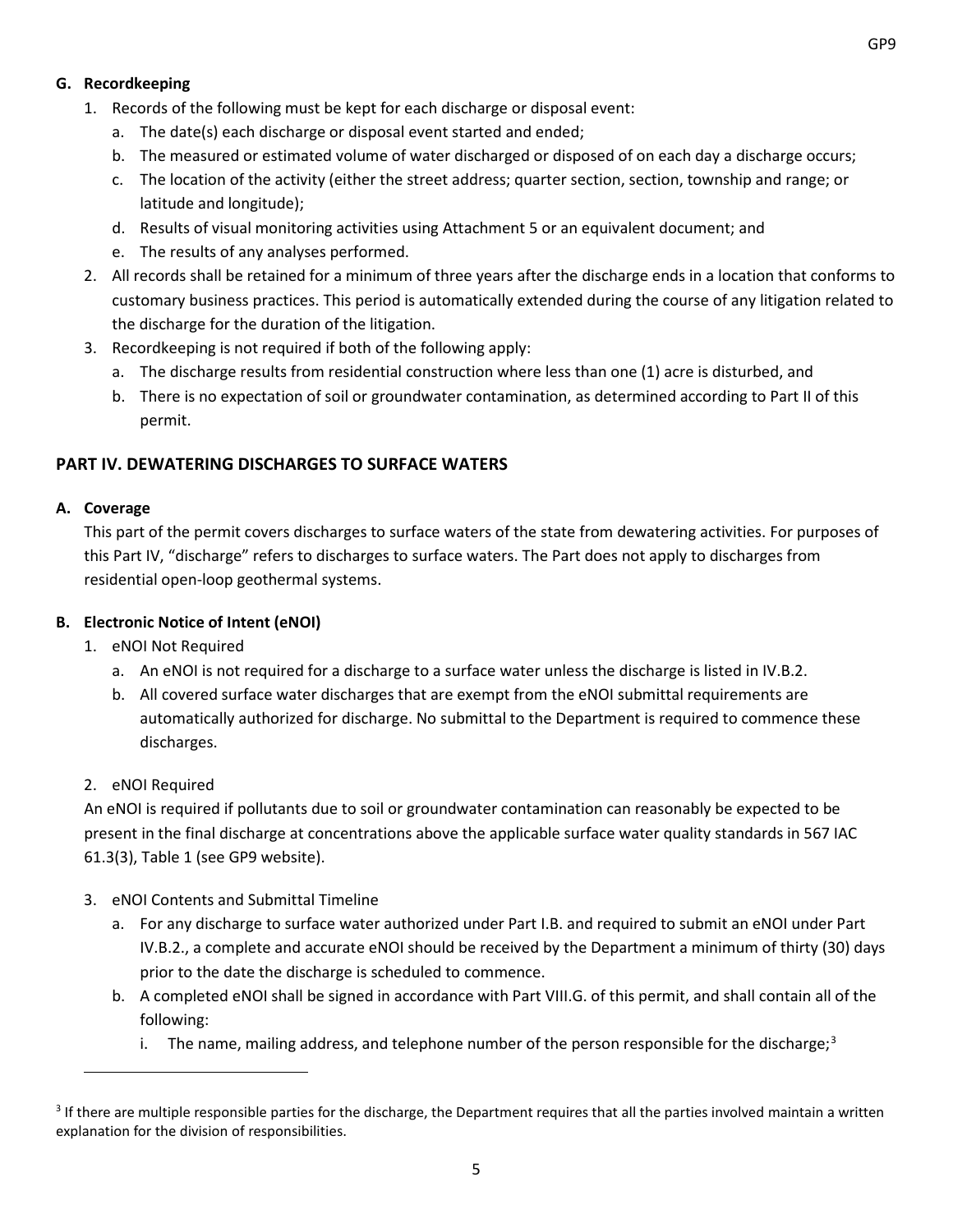### G. Recordkeeping

1. Records of the following must be kept for each discharge or disposal event:
   a. The date(s) each discharge or disposal event started and ended;
   b. The measured or estimated volume of water discharged or disposed of on each day a discharge occurs;
   c. The location of the activity (either the street address; quarter section, section, township and range; or latitude and longitude);
   d. Results of visual monitoring activities using Attachment 5 or an equivalent document; and
   e. The results of any analyses performed.
2. All records shall be retained for a minimum of three years after the discharge ends in a location that conforms to customary business practices. This period is automatically extended during the course of any litigation related to the discharge for the duration of the litigation.
3. Recordkeeping is not required if both of the following apply:
   a. The discharge results from residential construction where less than one (1) acre is disturbed, and
   b. There is no expectation of soil or groundwater contamination, as determined according to Part II of this permit.

## PART IV. DEWATERING DISCHARGES TO SURFACE WATERS

### A. Coverage

This part of the permit covers discharges to surface waters of the state from dewatering activities. For purposes of this Part IV, "discharge" refers to discharges to surface waters. The Part does not apply to discharges from residential open-loop geothermal systems.

### B. Electronic Notice of Intent (eNOI)

1. eNOI Not Required
   a. An eNOI is not required for a discharge to a surface water unless the discharge is listed in IV.B.2.
   b. All covered surface water discharges that are exempt from the eNOI submittal requirements are automatically authorized for discharge. No submittal to the Department is required to commence these discharges.

2. eNOI Required

An eNOI is required if pollutants due to soil or groundwater contamination can reasonably be expected to be present in the final discharge at concentrations above the applicable surface water quality standards in 567 IAC 61.3(3), Table 1 (see GP9 website).

3. eNOI Contents and Submittal Timeline
   a. For any discharge to surface water authorized under Part I.B. and required to submit an eNOI under Part IV.B.2., a complete and accurate eNOI should be received by the Department a minimum of thirty (30) days prior to the date the discharge is scheduled to commence.
   b. A completed eNOI shall be signed in accordance with Part VIII.G. of this permit, and shall contain all of the following:
      i. The name, mailing address, and telephone number of the person responsible for the discharge;[3]

[3] If there are multiple responsible parties for the discharge, the Department requires that all the parties involved maintain a written explanation for the division of responsibilities.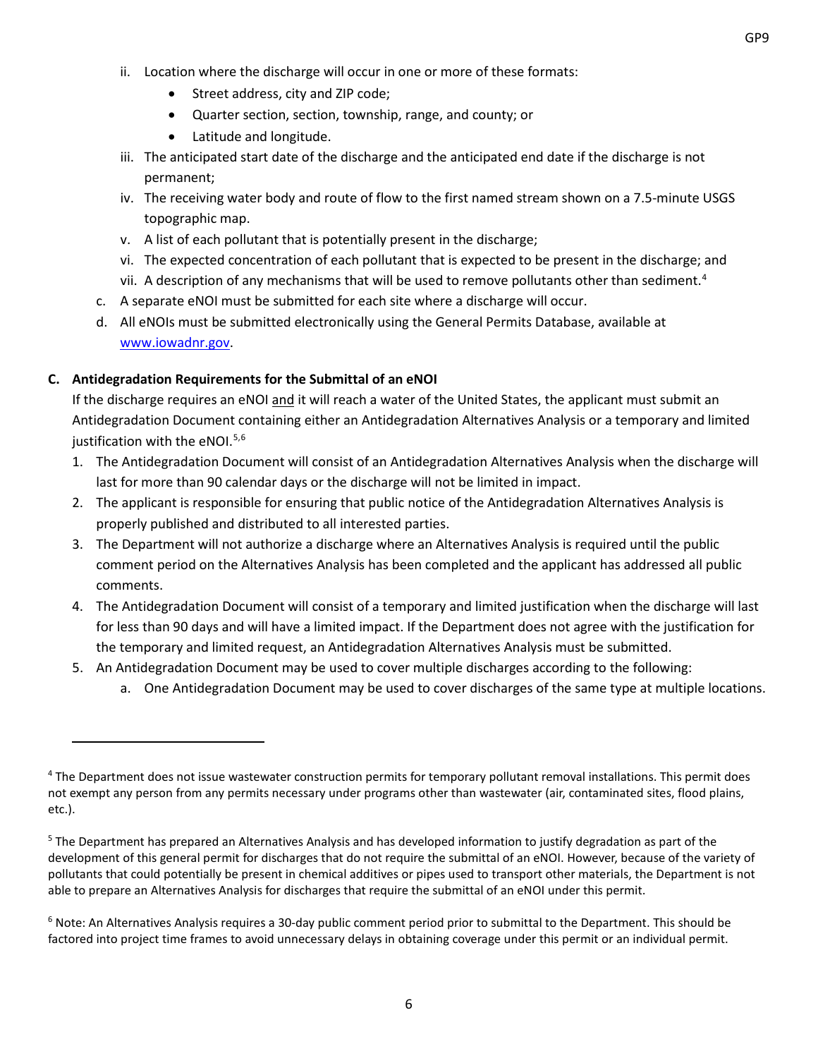ii. Location where the discharge will occur in one or more of these formats:
      - Street address, city and ZIP code;
      - Quarter section, section, township, range, and county; or
      - Latitude and longitude.

   iii. The anticipated start date of the discharge and the anticipated end date if the discharge is not permanent;

   iv. The receiving water body and route of flow to the first named stream shown on a 7.5-minute USGS topographic map.

   v. A list of each pollutant that is potentially present in the discharge;

   vi. The expected concentration of each pollutant that is expected to be present in the discharge; and

   vii. A description of any mechanisms that will be used to remove pollutants other than sediment.[4]

c. A separate eNOI must be submitted for each site where a discharge will occur.

d. All eNOIs must be submitted electronically using the General Permits Database, available at www.iowadnr.gov.

**C. Antidegradation Requirements for the Submittal of an eNOI**

If the discharge requires an eNOI and it will reach a water of the United States, the applicant must submit an Antidegradation Document containing either an Antidegradation Alternatives Analysis or a temporary and limited justification with the eNOI.[5,6]

1. The Antidegradation Document will consist of an Antidegradation Alternatives Analysis when the discharge will last for more than 90 calendar days or the discharge will not be limited in impact.
2. The applicant is responsible for ensuring that public notice of the Antidegradation Alternatives Analysis is properly published and distributed to all interested parties.
3. The Department will not authorize a discharge where an Alternatives Analysis is required until the public comment period on the Alternatives Analysis has been completed and the applicant has addressed all public comments.
4. The Antidegradation Document will consist of a temporary and limited justification when the discharge will last for less than 90 days and will have a limited impact. If the Department does not agree with the justification for the temporary and limited request, an Antidegradation Alternatives Analysis must be submitted.
5. An Antidegradation Document may be used to cover multiple discharges according to the following:
   a. One Antidegradation Document may be used to cover discharges of the same type at multiple locations.

---

[4] The Department does not issue wastewater construction permits for temporary pollutant removal installations. This permit does not exempt any person from any permits necessary under programs other than wastewater (air, contaminated sites, flood plains, etc.).

[5] The Department has prepared an Alternatives Analysis and has developed information to justify degradation as part of the development of this general permit for discharges that do not require the submittal of an eNOI. However, because of the variety of pollutants that could potentially be present in chemical additives or pipes used to transport other materials, the Department is not able to prepare an Alternatives Analysis for discharges that require the submittal of an eNOI under this permit.

[6] Note: An Alternatives Analysis requires a 30-day public comment period prior to submittal to the Department. This should be factored into project time frames to avoid unnecessary delays in obtaining coverage under this permit or an individual permit.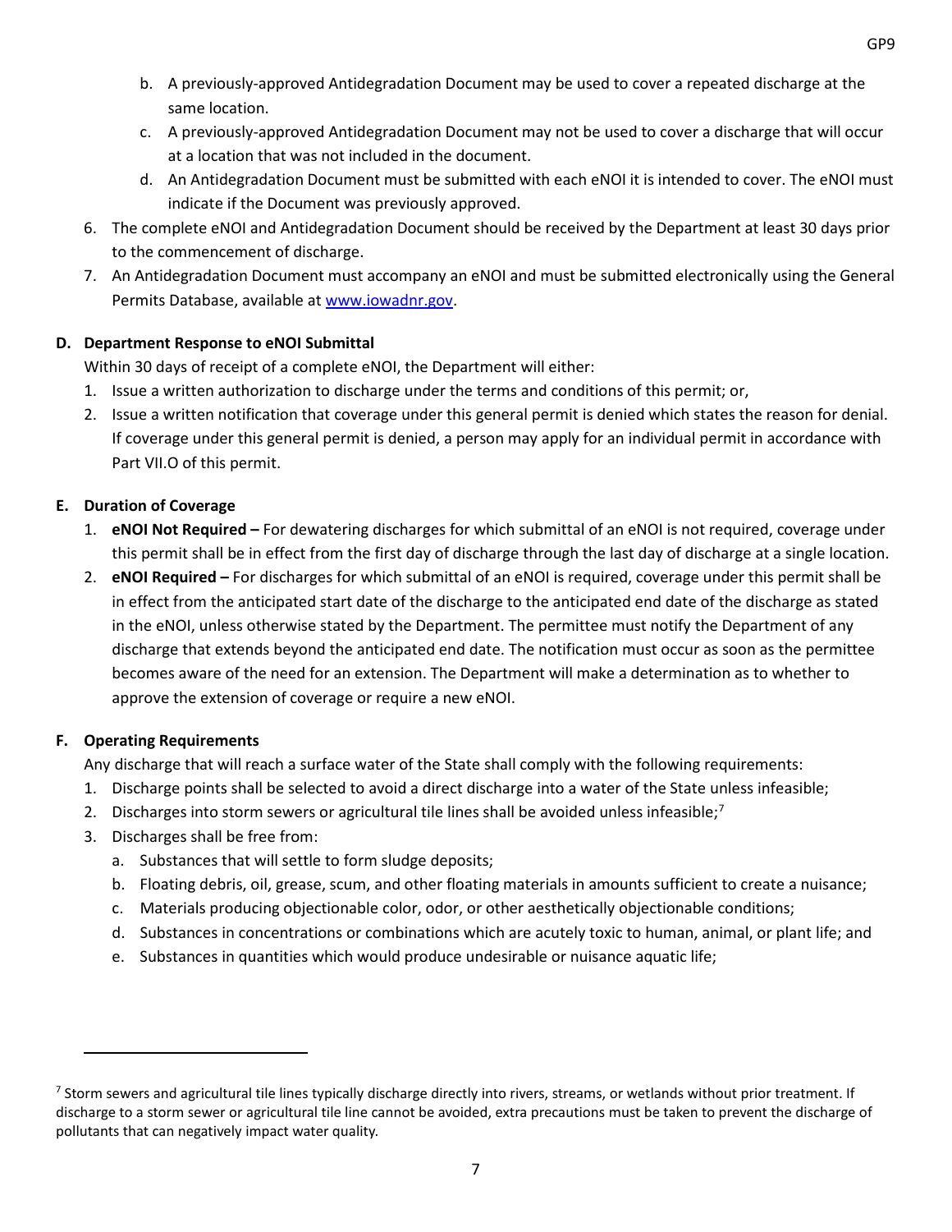b. A previously-approved Antidegradation Document may be used to cover a repeated discharge at the same location.
   c. A previously-approved Antidegradation Document may not be used to cover a discharge that will occur at a location that was not included in the document.
   d. An Antidegradation Document must be submitted with each eNOI it is intended to cover. The eNOI must indicate if the Document was previously approved.
6. The complete eNOI and Antidegradation Document should be received by the Department at least 30 days prior to the commencement of discharge.
7. An Antidegradation Document must accompany an eNOI and must be submitted electronically using the General Permits Database, available at www.iowadnr.gov.

**D. Department Response to eNOI Submittal**

Within 30 days of receipt of a complete eNOI, the Department will either:

1. Issue a written authorization to discharge under the terms and conditions of this permit; or,
2. Issue a written notification that coverage under this general permit is denied which states the reason for denial. If coverage under this general permit is denied, a person may apply for an individual permit in accordance with Part VII.O of this permit.

**E. Duration of Coverage**

1. **eNOI Not Required –** For dewatering discharges for which submittal of an eNOI is not required, coverage under this permit shall be in effect from the first day of discharge through the last day of discharge at a single location.
2. **eNOI Required –** For discharges for which submittal of an eNOI is required, coverage under this permit shall be in effect from the anticipated start date of the discharge to the anticipated end date of the discharge as stated in the eNOI, unless otherwise stated by the Department. The permittee must notify the Department of any discharge that extends beyond the anticipated end date. The notification must occur as soon as the permittee becomes aware of the need for an extension. The Department will make a determination as to whether to approve the extension of coverage or require a new eNOI.

**F. Operating Requirements**

Any discharge that will reach a surface water of the State shall comply with the following requirements:

1. Discharge points shall be selected to avoid a direct discharge into a water of the State unless infeasible;
2. Discharges into storm sewers or agricultural tile lines shall be avoided unless infeasible;[7]
3. Discharges shall be free from:
   a. Substances that will settle to form sludge deposits;
   b. Floating debris, oil, grease, scum, and other floating materials in amounts sufficient to create a nuisance;
   c. Materials producing objectionable color, odor, or other aesthetically objectionable conditions;
   d. Substances in concentrations or combinations which are acutely toxic to human, animal, or plant life; and
   e. Substances in quantities which would produce undesirable or nuisance aquatic life;

---

[7] Storm sewers and agricultural tile lines typically discharge directly into rivers, streams, or wetlands without prior treatment. If discharge to a storm sewer or agricultural tile line cannot be avoided, extra precautions must be taken to prevent the discharge of pollutants that can negatively impact water quality.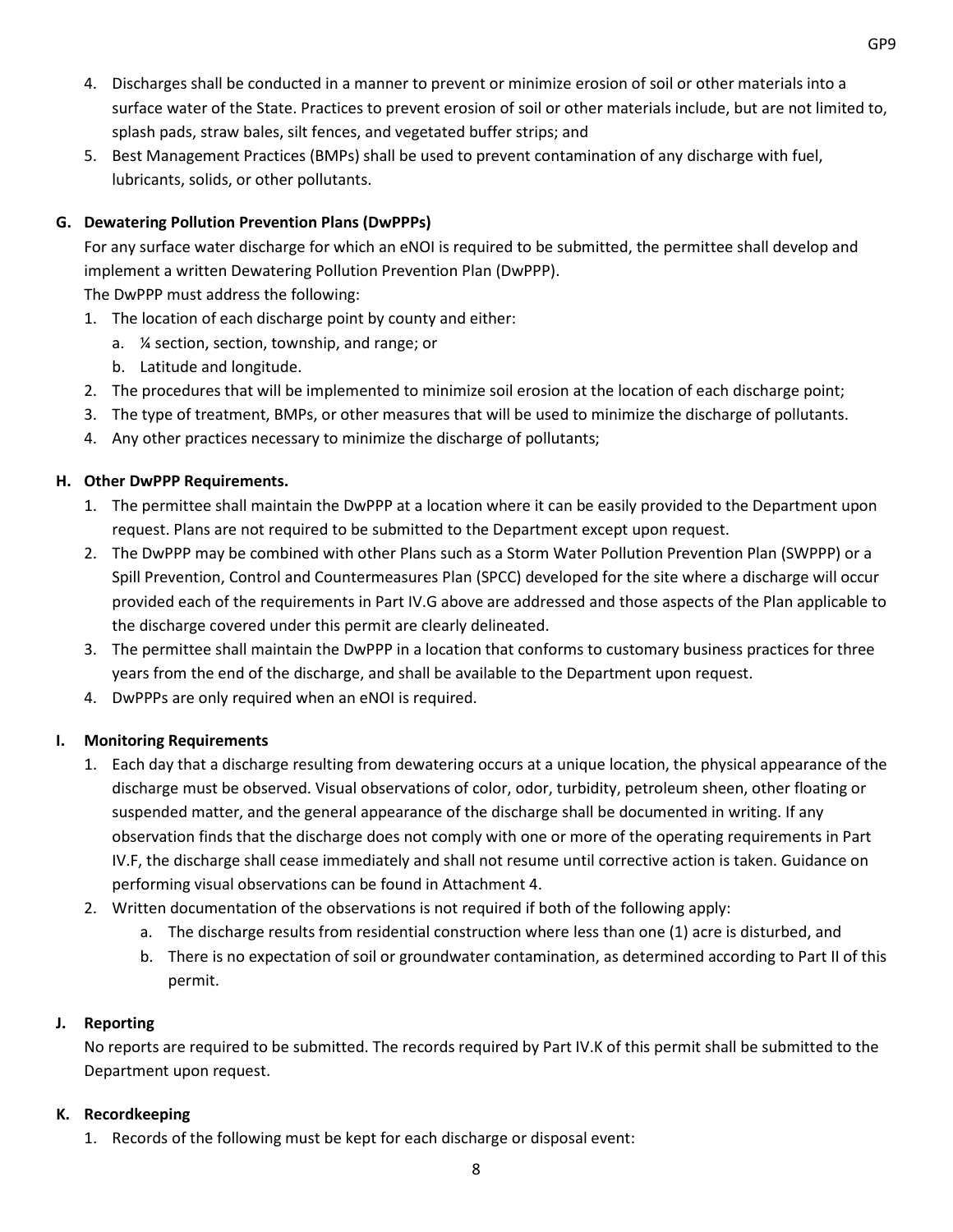4. Discharges shall be conducted in a manner to prevent or minimize erosion of soil or other materials into a surface water of the State. Practices to prevent erosion of soil or other materials include, but are not limited to, splash pads, straw bales, silt fences, and vegetated buffer strips; and
5. Best Management Practices (BMPs) shall be used to prevent contamination of any discharge with fuel, lubricants, solids, or other pollutants.

**G. Dewatering Pollution Prevention Plans (DwPPPs)**

For any surface water discharge for which an eNOI is required to be submitted, the permittee shall develop and implement a written Dewatering Pollution Prevention Plan (DwPPP).

The DwPPP must address the following:

1. The location of each discharge point by county and either:
   a. ¼ section, section, township, and range; or
   b. Latitude and longitude.
2. The procedures that will be implemented to minimize soil erosion at the location of each discharge point;
3. The type of treatment, BMPs, or other measures that will be used to minimize the discharge of pollutants.
4. Any other practices necessary to minimize the discharge of pollutants;

**H. Other DwPPP Requirements.**

1. The permittee shall maintain the DwPPP at a location where it can be easily provided to the Department upon request. Plans are not required to be submitted to the Department except upon request.
2. The DwPPP may be combined with other Plans such as a Storm Water Pollution Prevention Plan (SWPPP) or a Spill Prevention, Control and Countermeasures Plan (SPCC) developed for the site where a discharge will occur provided each of the requirements in Part IV.G above are addressed and those aspects of the Plan applicable to the discharge covered under this permit are clearly delineated.
3. The permittee shall maintain the DwPPP in a location that conforms to customary business practices for three years from the end of the discharge, and shall be available to the Department upon request.
4. DwPPPs are only required when an eNOI is required.

**I. Monitoring Requirements**

1. Each day that a discharge resulting from dewatering occurs at a unique location, the physical appearance of the discharge must be observed. Visual observations of color, odor, turbidity, petroleum sheen, other floating or suspended matter, and the general appearance of the discharge shall be documented in writing. If any observation finds that the discharge does not comply with one or more of the operating requirements in Part IV.F, the discharge shall cease immediately and shall not resume until corrective action is taken. Guidance on performing visual observations can be found in Attachment 4.
2. Written documentation of the observations is not required if both of the following apply:
   a. The discharge results from residential construction where less than one (1) acre is disturbed, and
   b. There is no expectation of soil or groundwater contamination, as determined according to Part II of this permit.

**J. Reporting**

No reports are required to be submitted. The records required by Part IV.K of this permit shall be submitted to the Department upon request.

**K. Recordkeeping**

1. Records of the following must be kept for each discharge or disposal event: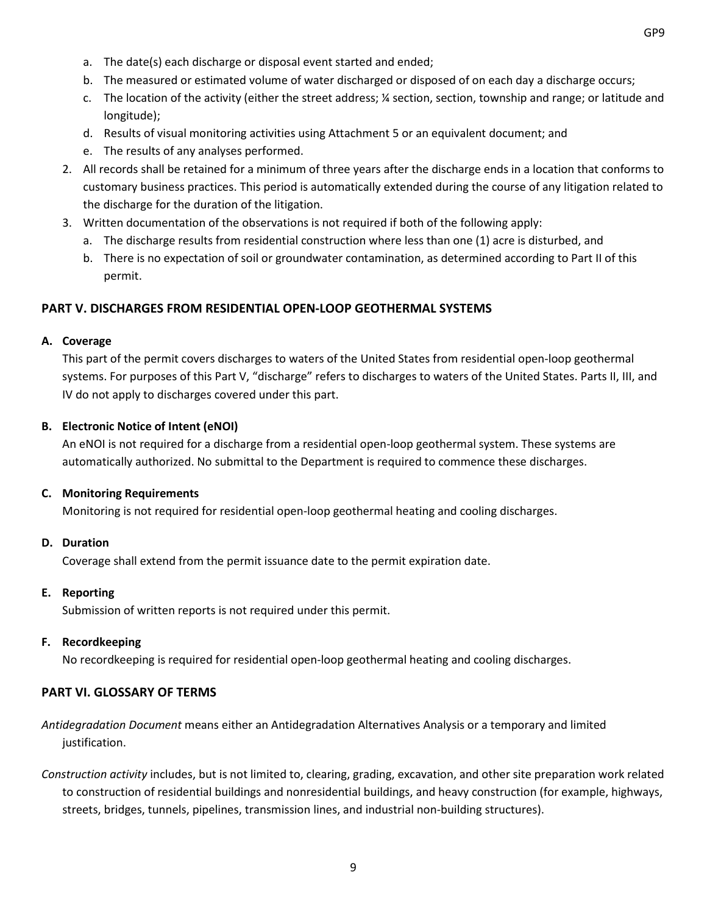a. The date(s) each discharge or disposal event started and ended;
   b. The measured or estimated volume of water discharged or disposed of on each day a discharge occurs;
   c. The location of the activity (either the street address; ¼ section, section, township and range; or latitude and longitude);
   d. Results of visual monitoring activities using Attachment 5 or an equivalent document; and
   e. The results of any analyses performed.
2. All records shall be retained for a minimum of three years after the discharge ends in a location that conforms to customary business practices. This period is automatically extended during the course of any litigation related to the discharge for the duration of the litigation.
3. Written documentation of the observations is not required if both of the following apply:
   a. The discharge results from residential construction where less than one (1) acre is disturbed, and
   b. There is no expectation of soil or groundwater contamination, as determined according to Part II of this permit.

## PART V. DISCHARGES FROM RESIDENTIAL OPEN-LOOP GEOTHERMAL SYSTEMS

### A. Coverage

This part of the permit covers discharges to waters of the United States from residential open-loop geothermal systems. For purposes of this Part V, "discharge" refers to discharges to waters of the United States. Parts II, III, and IV do not apply to discharges covered under this part.

### B. Electronic Notice of Intent (eNOI)

An eNOI is not required for a discharge from a residential open-loop geothermal system. These systems are automatically authorized. No submittal to the Department is required to commence these discharges.

### C. Monitoring Requirements

Monitoring is not required for residential open-loop geothermal heating and cooling discharges.

### D. Duration

Coverage shall extend from the permit issuance date to the permit expiration date.

### E. Reporting

Submission of written reports is not required under this permit.

### F. Recordkeeping

No recordkeeping is required for residential open-loop geothermal heating and cooling discharges.

## PART VI. GLOSSARY OF TERMS

*Antidegradation Document* means either an Antidegradation Alternatives Analysis or a temporary and limited justification.

*Construction activity* includes, but is not limited to, clearing, grading, excavation, and other site preparation work related to construction of residential buildings and nonresidential buildings, and heavy construction (for example, highways, streets, bridges, tunnels, pipelines, transmission lines, and industrial non-building structures).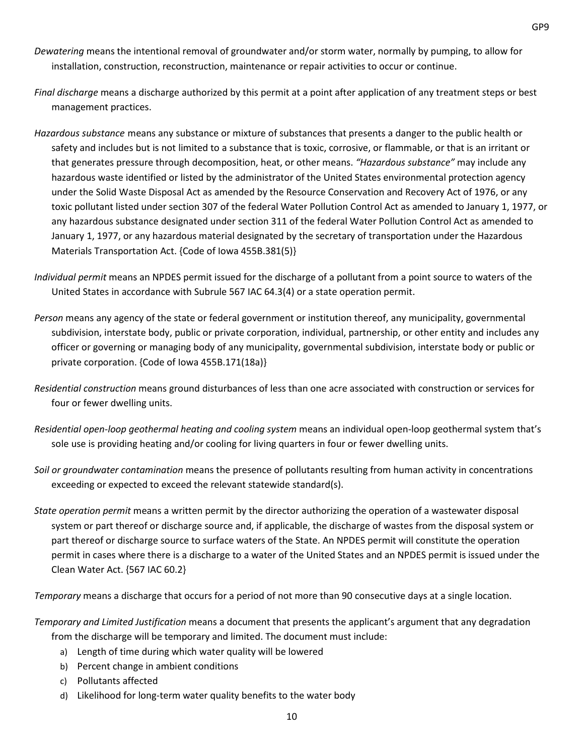*Dewatering* means the intentional removal of groundwater and/or storm water, normally by pumping, to allow for installation, construction, reconstruction, maintenance or repair activities to occur or continue.

*Final discharge* means a discharge authorized by this permit at a point after application of any treatment steps or best management practices.

*Hazardous substance* means any substance or mixture of substances that presents a danger to the public health or safety and includes but is not limited to a substance that is toxic, corrosive, or flammable, or that is an irritant or that generates pressure through decomposition, heat, or other means. *"Hazardous substance"* may include any hazardous waste identified or listed by the administrator of the United States environmental protection agency under the Solid Waste Disposal Act as amended by the Resource Conservation and Recovery Act of 1976, or any toxic pollutant listed under section 307 of the federal Water Pollution Control Act as amended to January 1, 1977, or any hazardous substance designated under section 311 of the federal Water Pollution Control Act as amended to January 1, 1977, or any hazardous material designated by the secretary of transportation under the Hazardous Materials Transportation Act. {Code of Iowa 455B.381(5)}

*Individual permit* means an NPDES permit issued for the discharge of a pollutant from a point source to waters of the United States in accordance with Subrule 567 IAC 64.3(4) or a state operation permit.

*Person* means any agency of the state or federal government or institution thereof, any municipality, governmental subdivision, interstate body, public or private corporation, individual, partnership, or other entity and includes any officer or governing or managing body of any municipality, governmental subdivision, interstate body or public or private corporation. {Code of Iowa 455B.171(18a)}

*Residential construction* means ground disturbances of less than one acre associated with construction or services for four or fewer dwelling units.

*Residential open-loop geothermal heating and cooling system* means an individual open-loop geothermal system that's sole use is providing heating and/or cooling for living quarters in four or fewer dwelling units.

*Soil or groundwater contamination* means the presence of pollutants resulting from human activity in concentrations exceeding or expected to exceed the relevant statewide standard(s).

*State operation permit* means a written permit by the director authorizing the operation of a wastewater disposal system or part thereof or discharge source and, if applicable, the discharge of wastes from the disposal system or part thereof or discharge source to surface waters of the State. An NPDES permit will constitute the operation permit in cases where there is a discharge to a water of the United States and an NPDES permit is issued under the Clean Water Act. {567 IAC 60.2}

*Temporary* means a discharge that occurs for a period of not more than 90 consecutive days at a single location.

*Temporary and Limited Justification* means a document that presents the applicant's argument that any degradation from the discharge will be temporary and limited. The document must include:

a) Length of time during which water quality will be lowered
b) Percent change in ambient conditions
c) Pollutants affected
d) Likelihood for long-term water quality benefits to the water body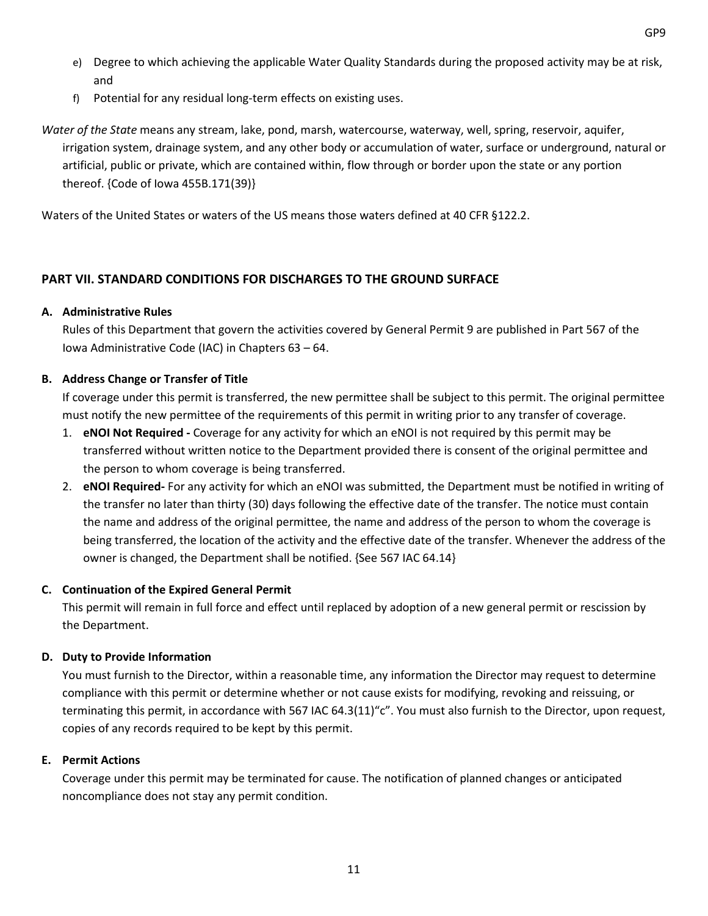e) Degree to which achieving the applicable Water Quality Standards during the proposed activity may be at risk, and

f) Potential for any residual long-term effects on existing uses.

*Water of the State* means any stream, lake, pond, marsh, watercourse, waterway, well, spring, reservoir, aquifer, irrigation system, drainage system, and any other body or accumulation of water, surface or underground, natural or artificial, public or private, which are contained within, flow through or border upon the state or any portion thereof. {Code of Iowa 455B.171(39)}

Waters of the United States or waters of the US means those waters defined at 40 CFR §122.2.

## PART VII. STANDARD CONDITIONS FOR DISCHARGES TO THE GROUND SURFACE

### A. Administrative Rules

Rules of this Department that govern the activities covered by General Permit 9 are published in Part 567 of the Iowa Administrative Code (IAC) in Chapters 63 – 64.

### B. Address Change or Transfer of Title

If coverage under this permit is transferred, the new permittee shall be subject to this permit. The original permittee must notify the new permittee of the requirements of this permit in writing prior to any transfer of coverage.

1. **eNOI Not Required -** Coverage for any activity for which an eNOI is not required by this permit may be transferred without written notice to the Department provided there is consent of the original permittee and the person to whom coverage is being transferred.
2. **eNOI Required-** For any activity for which an eNOI was submitted, the Department must be notified in writing of the transfer no later than thirty (30) days following the effective date of the transfer. The notice must contain the name and address of the original permittee, the name and address of the person to whom the coverage is being transferred, the location of the activity and the effective date of the transfer. Whenever the address of the owner is changed, the Department shall be notified. {See 567 IAC 64.14}

### C. Continuation of the Expired General Permit

This permit will remain in full force and effect until replaced by adoption of a new general permit or rescission by the Department.

### D. Duty to Provide Information

You must furnish to the Director, within a reasonable time, any information the Director may request to determine compliance with this permit or determine whether or not cause exists for modifying, revoking and reissuing, or terminating this permit, in accordance with 567 IAC 64.3(11)"c". You must also furnish to the Director, upon request, copies of any records required to be kept by this permit.

### E. Permit Actions

Coverage under this permit may be terminated for cause. The notification of planned changes or anticipated noncompliance does not stay any permit condition.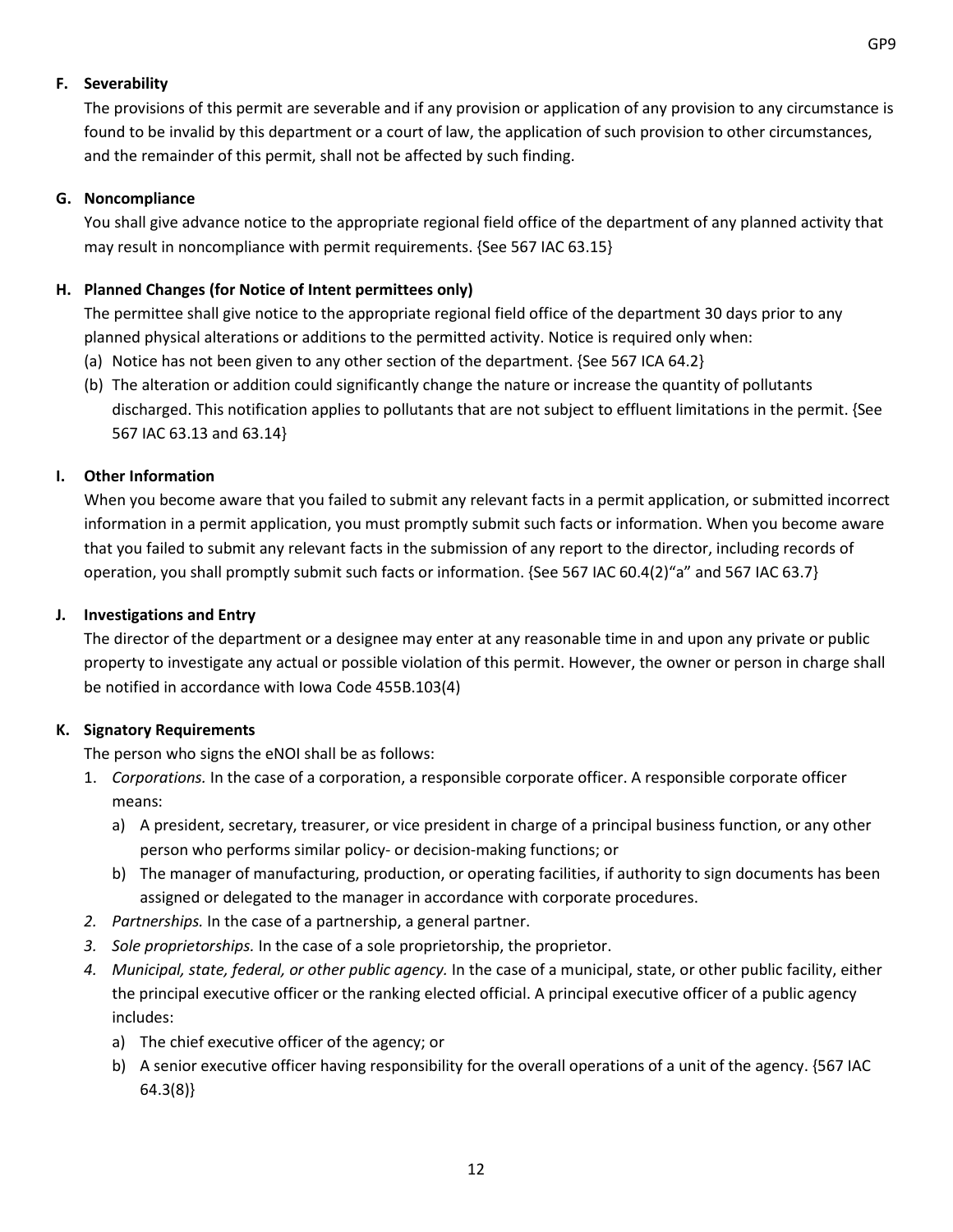**F. Severability**

The provisions of this permit are severable and if any provision or application of any provision to any circumstance is found to be invalid by this department or a court of law, the application of such provision to other circumstances, and the remainder of this permit, shall not be affected by such finding.

**G. Noncompliance**

You shall give advance notice to the appropriate regional field office of the department of any planned activity that may result in noncompliance with permit requirements. {See 567 IAC 63.15}

**H. Planned Changes (for Notice of Intent permittees only)**

The permittee shall give notice to the appropriate regional field office of the department 30 days prior to any planned physical alterations or additions to the permitted activity. Notice is required only when:

(a) Notice has not been given to any other section of the department. {See 567 ICA 64.2}

(b) The alteration or addition could significantly change the nature or increase the quantity of pollutants discharged. This notification applies to pollutants that are not subject to effluent limitations in the permit. {See 567 IAC 63.13 and 63.14}

**I. Other Information**

When you become aware that you failed to submit any relevant facts in a permit application, or submitted incorrect information in a permit application, you must promptly submit such facts or information. When you become aware that you failed to submit any relevant facts in the submission of any report to the director, including records of operation, you shall promptly submit such facts or information. {See 567 IAC 60.4(2)"a" and 567 IAC 63.7}

**J. Investigations and Entry**

The director of the department or a designee may enter at any reasonable time in and upon any private or public property to investigate any actual or possible violation of this permit. However, the owner or person in charge shall be notified in accordance with Iowa Code 455B.103(4)

**K. Signatory Requirements**

The person who signs the eNOI shall be as follows:

1. *Corporations.* In the case of a corporation, a responsible corporate officer. A responsible corporate officer means:
   a) A president, secretary, treasurer, or vice president in charge of a principal business function, or any other person who performs similar policy- or decision-making functions; or
   b) The manager of manufacturing, production, or operating facilities, if authority to sign documents has been assigned or delegated to the manager in accordance with corporate procedures.
2. *Partnerships.* In the case of a partnership, a general partner.
3. *Sole proprietorships.* In the case of a sole proprietorship, the proprietor.
4. *Municipal, state, federal, or other public agency.* In the case of a municipal, state, or other public facility, either the principal executive officer or the ranking elected official. A principal executive officer of a public agency includes:
   a) The chief executive officer of the agency; or
   b) A senior executive officer having responsibility for the overall operations of a unit of the agency. {567 IAC 64.3(8)}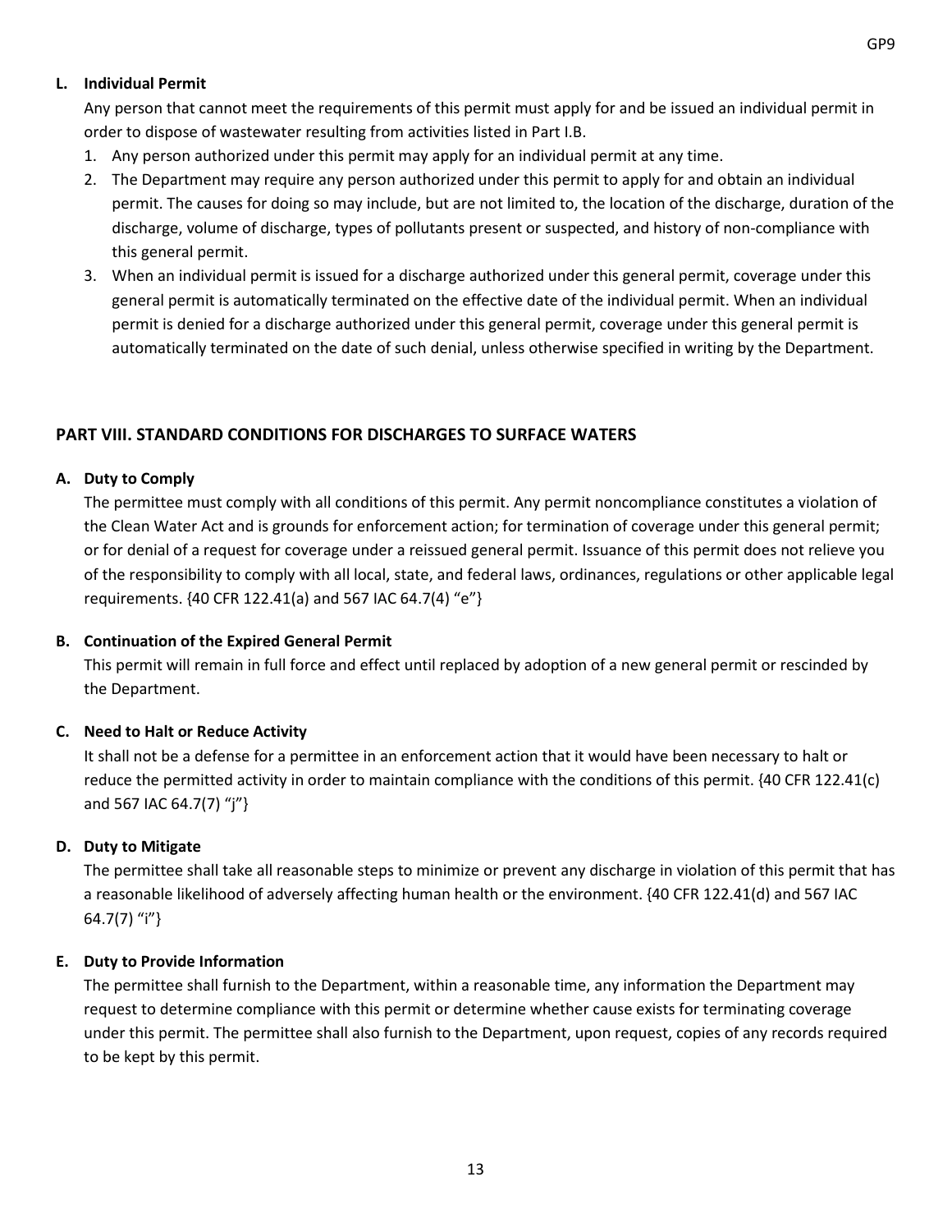### L. Individual Permit

Any person that cannot meet the requirements of this permit must apply for and be issued an individual permit in order to dispose of wastewater resulting from activities listed in Part I.B.

1. Any person authorized under this permit may apply for an individual permit at any time.
2. The Department may require any person authorized under this permit to apply for and obtain an individual permit. The causes for doing so may include, but are not limited to, the location of the discharge, duration of the discharge, volume of discharge, types of pollutants present or suspected, and history of non-compliance with this general permit.
3. When an individual permit is issued for a discharge authorized under this general permit, coverage under this general permit is automatically terminated on the effective date of the individual permit. When an individual permit is denied for a discharge authorized under this general permit, coverage under this general permit is automatically terminated on the date of such denial, unless otherwise specified in writing by the Department.

## PART VIII. STANDARD CONDITIONS FOR DISCHARGES TO SURFACE WATERS

### A. Duty to Comply

The permittee must comply with all conditions of this permit. Any permit noncompliance constitutes a violation of the Clean Water Act and is grounds for enforcement action; for termination of coverage under this general permit; or for denial of a request for coverage under a reissued general permit. Issuance of this permit does not relieve you of the responsibility to comply with all local, state, and federal laws, ordinances, regulations or other applicable legal requirements. {40 CFR 122.41(a) and 567 IAC 64.7(4) "e"}

### B. Continuation of the Expired General Permit

This permit will remain in full force and effect until replaced by adoption of a new general permit or rescinded by the Department.

### C. Need to Halt or Reduce Activity

It shall not be a defense for a permittee in an enforcement action that it would have been necessary to halt or reduce the permitted activity in order to maintain compliance with the conditions of this permit. {40 CFR 122.41(c) and 567 IAC 64.7(7) "j"}

### D. Duty to Mitigate

The permittee shall take all reasonable steps to minimize or prevent any discharge in violation of this permit that has a reasonable likelihood of adversely affecting human health or the environment. {40 CFR 122.41(d) and 567 IAC 64.7(7) "i"}

### E. Duty to Provide Information

The permittee shall furnish to the Department, within a reasonable time, any information the Department may request to determine compliance with this permit or determine whether cause exists for terminating coverage under this permit. The permittee shall also furnish to the Department, upon request, copies of any records required to be kept by this permit.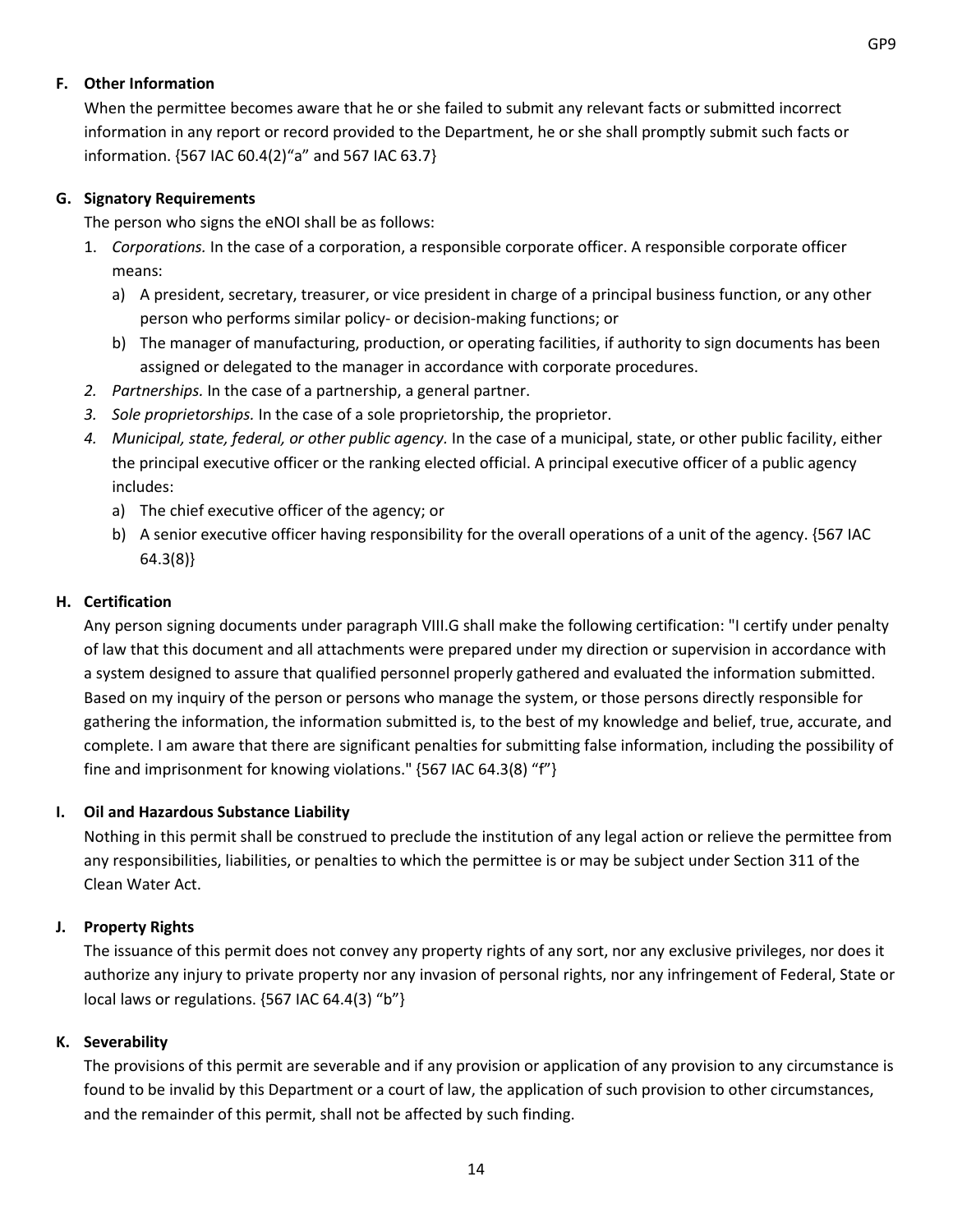## F. Other Information

When the permittee becomes aware that he or she failed to submit any relevant facts or submitted incorrect information in any report or record provided to the Department, he or she shall promptly submit such facts or information. {567 IAC 60.4(2)"a" and 567 IAC 63.7}

## G. Signatory Requirements

The person who signs the eNOI shall be as follows:

1. *Corporations.* In the case of a corporation, a responsible corporate officer. A responsible corporate officer means:
   a) A president, secretary, treasurer, or vice president in charge of a principal business function, or any other person who performs similar policy- or decision-making functions; or
   b) The manager of manufacturing, production, or operating facilities, if authority to sign documents has been assigned or delegated to the manager in accordance with corporate procedures.
2. *Partnerships.* In the case of a partnership, a general partner.
3. *Sole proprietorships.* In the case of a sole proprietorship, the proprietor.
4. *Municipal, state, federal, or other public agency.* In the case of a municipal, state, or other public facility, either the principal executive officer or the ranking elected official. A principal executive officer of a public agency includes:
   a) The chief executive officer of the agency; or
   b) A senior executive officer having responsibility for the overall operations of a unit of the agency. {567 IAC 64.3(8)}

## H. Certification

Any person signing documents under paragraph VIII.G shall make the following certification: "I certify under penalty of law that this document and all attachments were prepared under my direction or supervision in accordance with a system designed to assure that qualified personnel properly gathered and evaluated the information submitted. Based on my inquiry of the person or persons who manage the system, or those persons directly responsible for gathering the information, the information submitted is, to the best of my knowledge and belief, true, accurate, and complete. I am aware that there are significant penalties for submitting false information, including the possibility of fine and imprisonment for knowing violations." {567 IAC 64.3(8) "f"}

## I. Oil and Hazardous Substance Liability

Nothing in this permit shall be construed to preclude the institution of any legal action or relieve the permittee from any responsibilities, liabilities, or penalties to which the permittee is or may be subject under Section 311 of the Clean Water Act.

## J. Property Rights

The issuance of this permit does not convey any property rights of any sort, nor any exclusive privileges, nor does it authorize any injury to private property nor any invasion of personal rights, nor any infringement of Federal, State or local laws or regulations. {567 IAC 64.4(3) "b"}

## K. Severability

The provisions of this permit are severable and if any provision or application of any provision to any circumstance is found to be invalid by this Department or a court of law, the application of such provision to other circumstances, and the remainder of this permit, shall not be affected by such finding.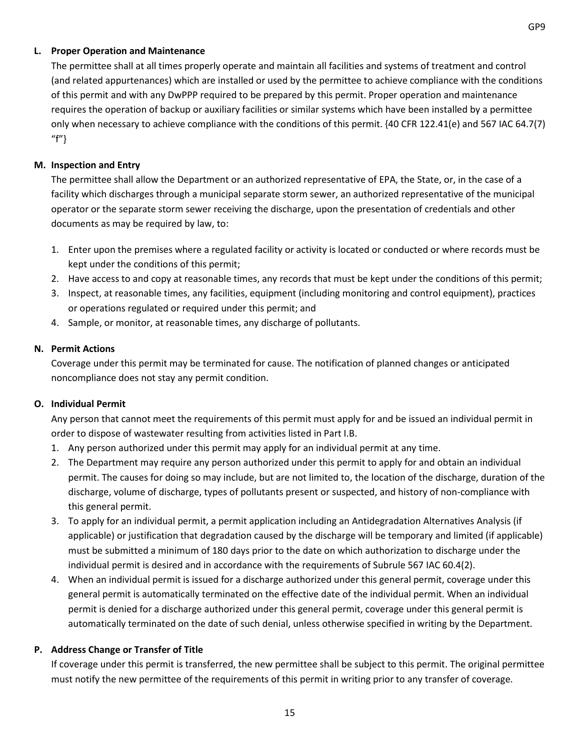**L. Proper Operation and Maintenance**

The permittee shall at all times properly operate and maintain all facilities and systems of treatment and control (and related appurtenances) which are installed or used by the permittee to achieve compliance with the conditions of this permit and with any DwPPP required to be prepared by this permit. Proper operation and maintenance requires the operation of backup or auxiliary facilities or similar systems which have been installed by a permittee only when necessary to achieve compliance with the conditions of this permit. {40 CFR 122.41(e) and 567 IAC 64.7(7) “f”}

**M. Inspection and Entry**

The permittee shall allow the Department or an authorized representative of EPA, the State, or, in the case of a facility which discharges through a municipal separate storm sewer, an authorized representative of the municipal operator or the separate storm sewer receiving the discharge, upon the presentation of credentials and other documents as may be required by law, to:

1. Enter upon the premises where a regulated facility or activity is located or conducted or where records must be kept under the conditions of this permit;
2. Have access to and copy at reasonable times, any records that must be kept under the conditions of this permit;
3. Inspect, at reasonable times, any facilities, equipment (including monitoring and control equipment), practices or operations regulated or required under this permit; and
4. Sample, or monitor, at reasonable times, any discharge of pollutants.

**N. Permit Actions**

Coverage under this permit may be terminated for cause. The notification of planned changes or anticipated noncompliance does not stay any permit condition.

**O. Individual Permit**

Any person that cannot meet the requirements of this permit must apply for and be issued an individual permit in order to dispose of wastewater resulting from activities listed in Part I.B.

1. Any person authorized under this permit may apply for an individual permit at any time.
2. The Department may require any person authorized under this permit to apply for and obtain an individual permit. The causes for doing so may include, but are not limited to, the location of the discharge, duration of the discharge, volume of discharge, types of pollutants present or suspected, and history of non-compliance with this general permit.
3. To apply for an individual permit, a permit application including an Antidegradation Alternatives Analysis (if applicable) or justification that degradation caused by the discharge will be temporary and limited (if applicable) must be submitted a minimum of 180 days prior to the date on which authorization to discharge under the individual permit is desired and in accordance with the requirements of Subrule 567 IAC 60.4(2).
4. When an individual permit is issued for a discharge authorized under this general permit, coverage under this general permit is automatically terminated on the effective date of the individual permit. When an individual permit is denied for a discharge authorized under this general permit, coverage under this general permit is automatically terminated on the date of such denial, unless otherwise specified in writing by the Department.

**P. Address Change or Transfer of Title**

If coverage under this permit is transferred, the new permittee shall be subject to this permit. The original permittee must notify the new permittee of the requirements of this permit in writing prior to any transfer of coverage.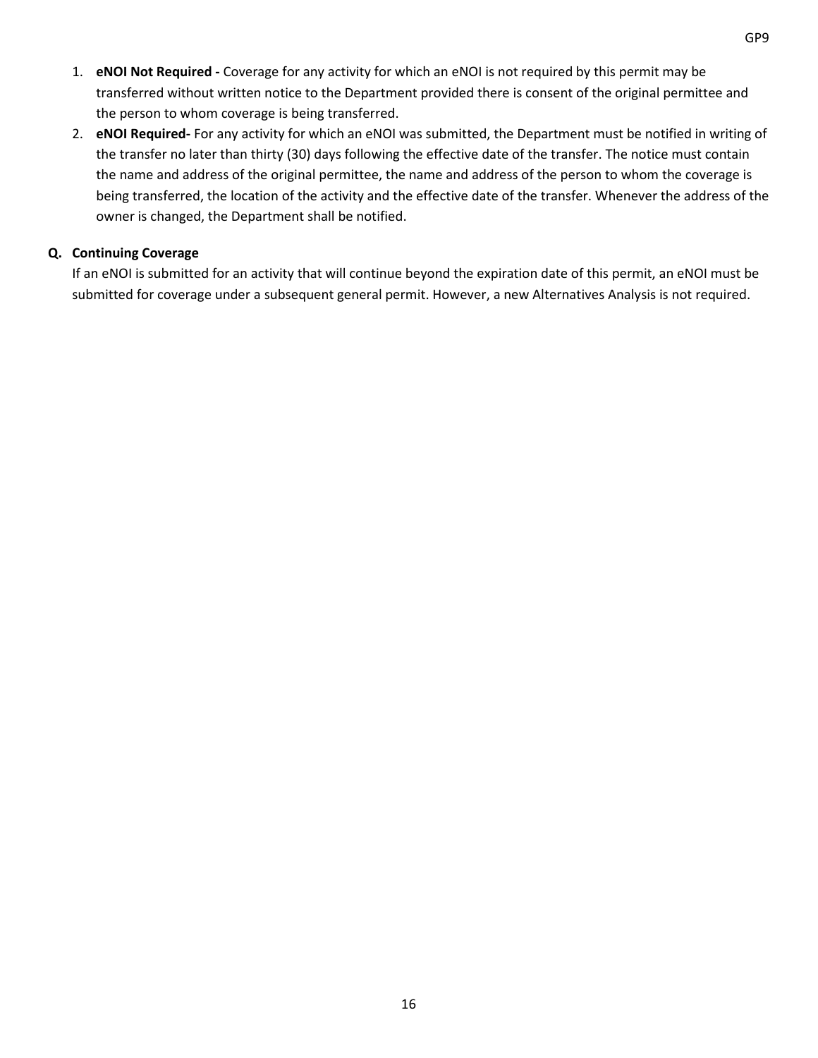1. **eNOI Not Required -** Coverage for any activity for which an eNOI is not required by this permit may be transferred without written notice to the Department provided there is consent of the original permittee and the person to whom coverage is being transferred.
2. **eNOI Required-** For any activity for which an eNOI was submitted, the Department must be notified in writing of the transfer no later than thirty (30) days following the effective date of the transfer. The notice must contain the name and address of the original permittee, the name and address of the person to whom the coverage is being transferred, the location of the activity and the effective date of the transfer. Whenever the address of the owner is changed, the Department shall be notified.

### Q. Continuing Coverage

If an eNOI is submitted for an activity that will continue beyond the expiration date of this permit, an eNOI must be submitted for coverage under a subsequent general permit. However, a new Alternatives Analysis is not required.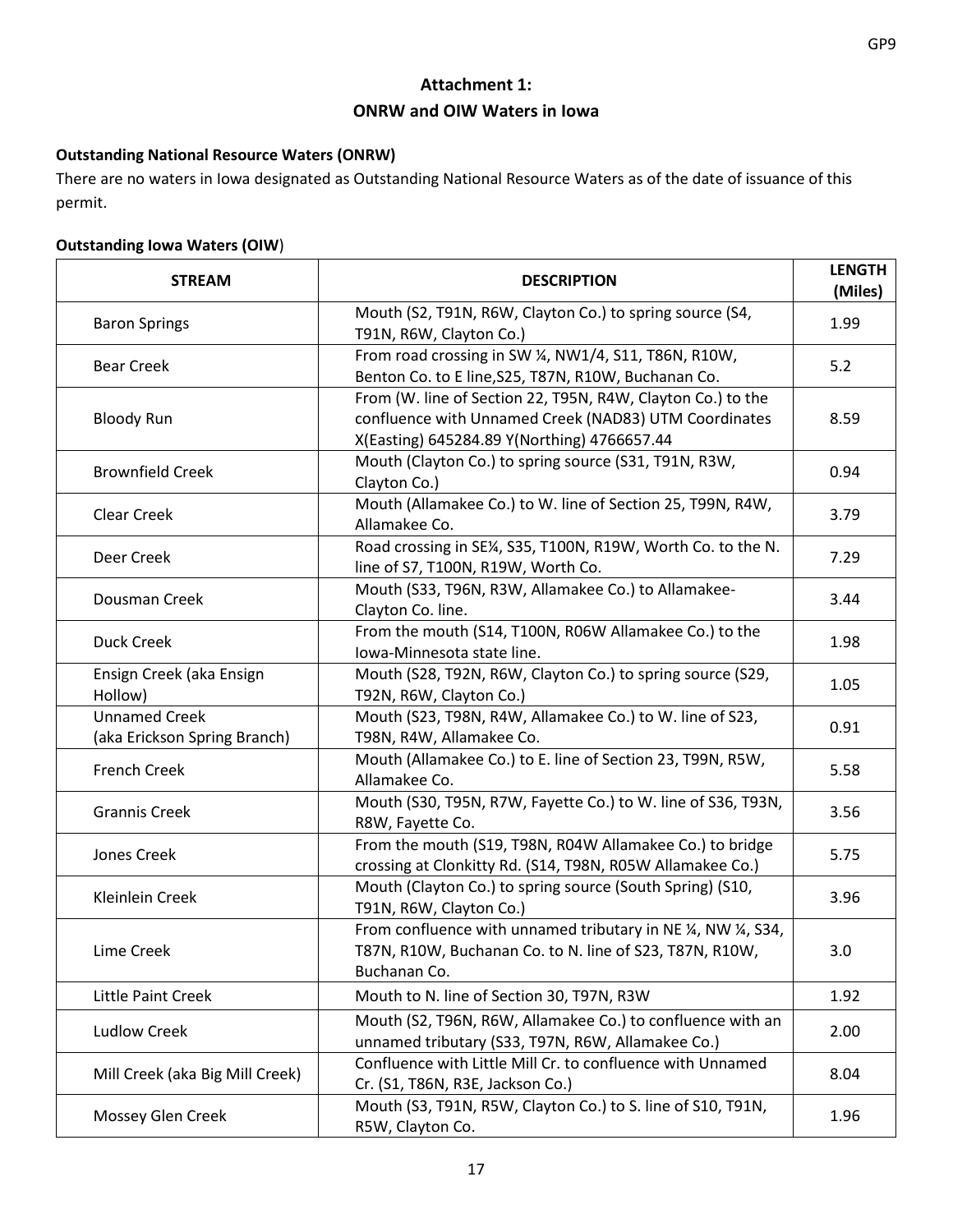## Attachment 1:
## ONRW and OIW Waters in Iowa

**Outstanding National Resource Waters (ONRW)**

There are no waters in Iowa designated as Outstanding National Resource Waters as of the date of issuance of this permit.

**Outstanding Iowa Waters (OIW)**

| STREAM | DESCRIPTION | LENGTH (Miles) |
|---|---|---|
| Baron Springs | Mouth (S2, T91N, R6W, Clayton Co.) to spring source (S4, T91N, R6W, Clayton Co.) | 1.99 |
| Bear Creek | From road crossing in SW ¼, NW1/4, S11, T86N, R10W, Benton Co. to E line,S25, T87N, R10W, Buchanan Co. | 5.2 |
| Bloody Run | From (W. line of Section 22, T95N, R4W, Clayton Co.) to the confluence with Unnamed Creek (NAD83) UTM Coordinates X(Easting) 645284.89 Y(Northing) 4766657.44 | 8.59 |
| Brownfield Creek | Mouth (Clayton Co.) to spring source (S31, T91N, R3W, Clayton Co.) | 0.94 |
| Clear Creek | Mouth (Allamakee Co.) to W. line of Section 25, T99N, R4W, Allamakee Co. | 3.79 |
| Deer Creek | Road crossing in SE¼, S35, T100N, R19W, Worth Co. to the N. line of S7, T100N, R19W, Worth Co. | 7.29 |
| Dousman Creek | Mouth (S33, T96N, R3W, Allamakee Co.) to Allamakee-Clayton Co. line. | 3.44 |
| Duck Creek | From the mouth (S14, T100N, R06W Allamakee Co.) to the Iowa-Minnesota state line. | 1.98 |
| Ensign Creek (aka Ensign Hollow) | Mouth (S28, T92N, R6W, Clayton Co.) to spring source (S29, T92N, R6W, Clayton Co.) | 1.05 |
| Unnamed Creek (aka Erickson Spring Branch) | Mouth (S23, T98N, R4W, Allamakee Co.) to W. line of S23, T98N, R4W, Allamakee Co. | 0.91 |
| French Creek | Mouth (Allamakee Co.) to E. line of Section 23, T99N, R5W, Allamakee Co. | 5.58 |
| Grannis Creek | Mouth (S30, T95N, R7W, Fayette Co.) to W. line of S36, T93N, R8W, Fayette Co. | 3.56 |
| Jones Creek | From the mouth (S19, T98N, R04W Allamakee Co.) to bridge crossing at Clonkitty Rd. (S14, T98N, R05W Allamakee Co.) | 5.75 |
| Kleinlein Creek | Mouth (Clayton Co.) to spring source (South Spring) (S10, T91N, R6W, Clayton Co.) | 3.96 |
| Lime Creek | From confluence with unnamed tributary in NE ¼, NW ¼, S34, T87N, R10W, Buchanan Co. to N. line of S23, T87N, R10W, Buchanan Co. | 3.0 |
| Little Paint Creek | Mouth to N. line of Section 30, T97N, R3W | 1.92 |
| Ludlow Creek | Mouth (S2, T96N, R6W, Allamakee Co.) to confluence with an unnamed tributary (S33, T97N, R6W, Allamakee Co.) | 2.00 |
| Mill Creek (aka Big Mill Creek) | Confluence with Little Mill Cr. to confluence with Unnamed Cr. (S1, T86N, R3E, Jackson Co.) | 8.04 |
| Mossey Glen Creek | Mouth (S3, T91N, R5W, Clayton Co.) to S. line of S10, T91N, R5W, Clayton Co. | 1.96 |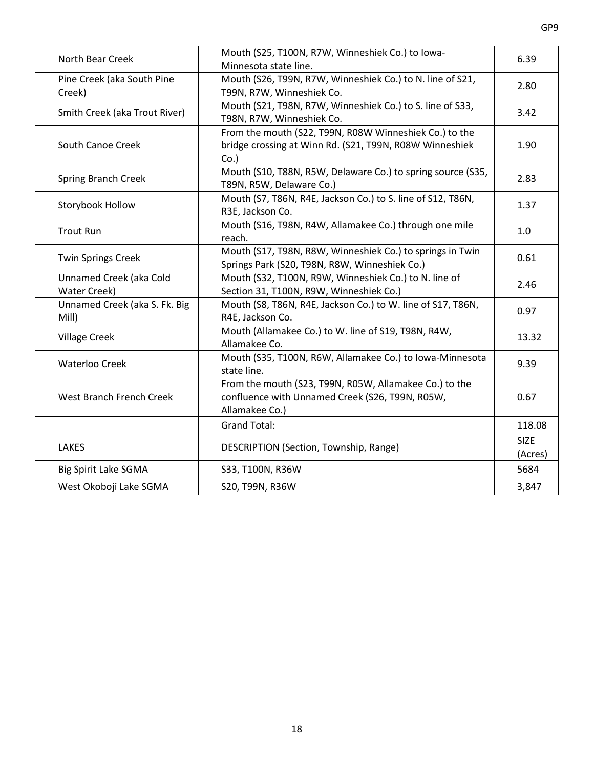| North Bear Creek | Mouth (S25, T100N, R7W, Winneshiek Co.) to Iowa-Minnesota state line. | 6.39 |
|---|---|---|
| Pine Creek (aka South Pine Creek) | Mouth (S26, T99N, R7W, Winneshiek Co.) to N. line of S21, T99N, R7W, Winneshiek Co. | 2.80 |
| Smith Creek (aka Trout River) | Mouth (S21, T98N, R7W, Winneshiek Co.) to S. line of S33, T98N, R7W, Winneshiek Co. | 3.42 |
| South Canoe Creek | From the mouth (S22, T99N, R08W Winneshiek Co.) to the bridge crossing at Winn Rd. (S21, T99N, R08W Winneshiek Co.) | 1.90 |
| Spring Branch Creek | Mouth (S10, T88N, R5W, Delaware Co.) to spring source (S35, T89N, R5W, Delaware Co.) | 2.83 |
| Storybook Hollow | Mouth (S7, T86N, R4E, Jackson Co.) to S. line of S12, T86N, R3E, Jackson Co. | 1.37 |
| Trout Run | Mouth (S16, T98N, R4W, Allamakee Co.) through one mile reach. | 1.0 |
| Twin Springs Creek | Mouth (S17, T98N, R8W, Winneshiek Co.) to springs in Twin Springs Park (S20, T98N, R8W, Winneshiek Co.) | 0.61 |
| Unnamed Creek (aka Cold Water Creek) | Mouth (S32, T100N, R9W, Winneshiek Co.) to N. line of Section 31, T100N, R9W, Winneshiek Co.) | 2.46 |
| Unnamed Creek (aka S. Fk. Big Mill) | Mouth (S8, T86N, R4E, Jackson Co.) to W. line of S17, T86N, R4E, Jackson Co. | 0.97 |
| Village Creek | Mouth (Allamakee Co.) to W. line of S19, T98N, R4W, Allamakee Co. | 13.32 |
| Waterloo Creek | Mouth (S35, T100N, R6W, Allamakee Co.) to Iowa-Minnesota state line. | 9.39 |
| West Branch French Creek | From the mouth (S23, T99N, R05W, Allamakee Co.) to the confluence with Unnamed Creek (S26, T99N, R05W, Allamakee Co.) | 0.67 |
| | Grand Total: | 118.08 |
| LAKES | DESCRIPTION (Section, Township, Range) | SIZE (Acres) |
| Big Spirit Lake SGMA | S33, T100N, R36W | 5684 |
| West Okoboji Lake SGMA | S20, T99N, R36W | 3,847 |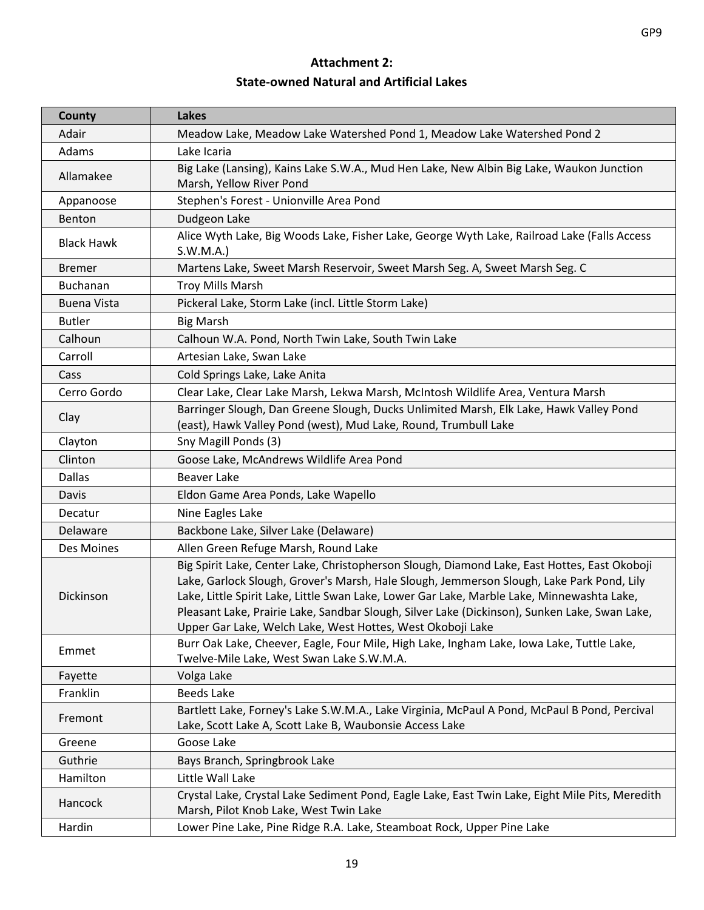**Attachment 2:**

**State-owned Natural and Artificial Lakes**

| County | Lakes |
|---|---|
| Adair | Meadow Lake, Meadow Lake Watershed Pond 1, Meadow Lake Watershed Pond 2 |
| Adams | Lake Icaria |
| Allamakee | Big Lake (Lansing), Kains Lake S.W.A., Mud Hen Lake, New Albin Big Lake, Waukon Junction Marsh, Yellow River Pond |
| Appanoose | Stephen's Forest - Unionville Area Pond |
| Benton | Dudgeon Lake |
| Black Hawk | Alice Wyth Lake, Big Woods Lake, Fisher Lake, George Wyth Lake, Railroad Lake (Falls Access S.W.M.A.) |
| Bremer | Martens Lake, Sweet Marsh Reservoir, Sweet Marsh Seg. A, Sweet Marsh Seg. C |
| Buchanan | Troy Mills Marsh |
| Buena Vista | Pickeral Lake, Storm Lake (incl. Little Storm Lake) |
| Butler | Big Marsh |
| Calhoun | Calhoun W.A. Pond, North Twin Lake, South Twin Lake |
| Carroll | Artesian Lake, Swan Lake |
| Cass | Cold Springs Lake, Lake Anita |
| Cerro Gordo | Clear Lake, Clear Lake Marsh, Lekwa Marsh, McIntosh Wildlife Area, Ventura Marsh |
| Clay | Barringer Slough, Dan Greene Slough, Ducks Unlimited Marsh, Elk Lake, Hawk Valley Pond (east), Hawk Valley Pond (west), Mud Lake, Round, Trumbull Lake |
| Clayton | Sny Magill Ponds (3) |
| Clinton | Goose Lake, McAndrews Wildlife Area Pond |
| Dallas | Beaver Lake |
| Davis | Eldon Game Area Ponds, Lake Wapello |
| Decatur | Nine Eagles Lake |
| Delaware | Backbone Lake, Silver Lake (Delaware) |
| Des Moines | Allen Green Refuge Marsh, Round Lake |
| Dickinson | Big Spirit Lake, Center Lake, Christopherson Slough, Diamond Lake, East Hottes, East Okoboji Lake, Garlock Slough, Grover's Marsh, Hale Slough, Jemmerson Slough, Lake Park Pond, Lily Lake, Little Spirit Lake, Little Swan Lake, Lower Gar Lake, Marble Lake, Minnewashta Lake, Pleasant Lake, Prairie Lake, Sandbar Slough, Silver Lake (Dickinson), Sunken Lake, Swan Lake, Upper Gar Lake, Welch Lake, West Hottes, West Okoboji Lake |
| Emmet | Burr Oak Lake, Cheever, Eagle, Four Mile, High Lake, Ingham Lake, Iowa Lake, Tuttle Lake, Twelve-Mile Lake, West Swan Lake S.W.M.A. |
| Fayette | Volga Lake |
| Franklin | Beeds Lake |
| Fremont | Bartlett Lake, Forney's Lake S.W.M.A., Lake Virginia, McPaul A Pond, McPaul B Pond, Percival Lake, Scott Lake A, Scott Lake B, Waubonsie Access Lake |
| Greene | Goose Lake |
| Guthrie | Bays Branch, Springbrook Lake |
| Hamilton | Little Wall Lake |
| Hancock | Crystal Lake, Crystal Lake Sediment Pond, Eagle Lake, East Twin Lake, Eight Mile Pits, Meredith Marsh, Pilot Knob Lake, West Twin Lake |
| Hardin | Lower Pine Lake, Pine Ridge R.A. Lake, Steamboat Rock, Upper Pine Lake |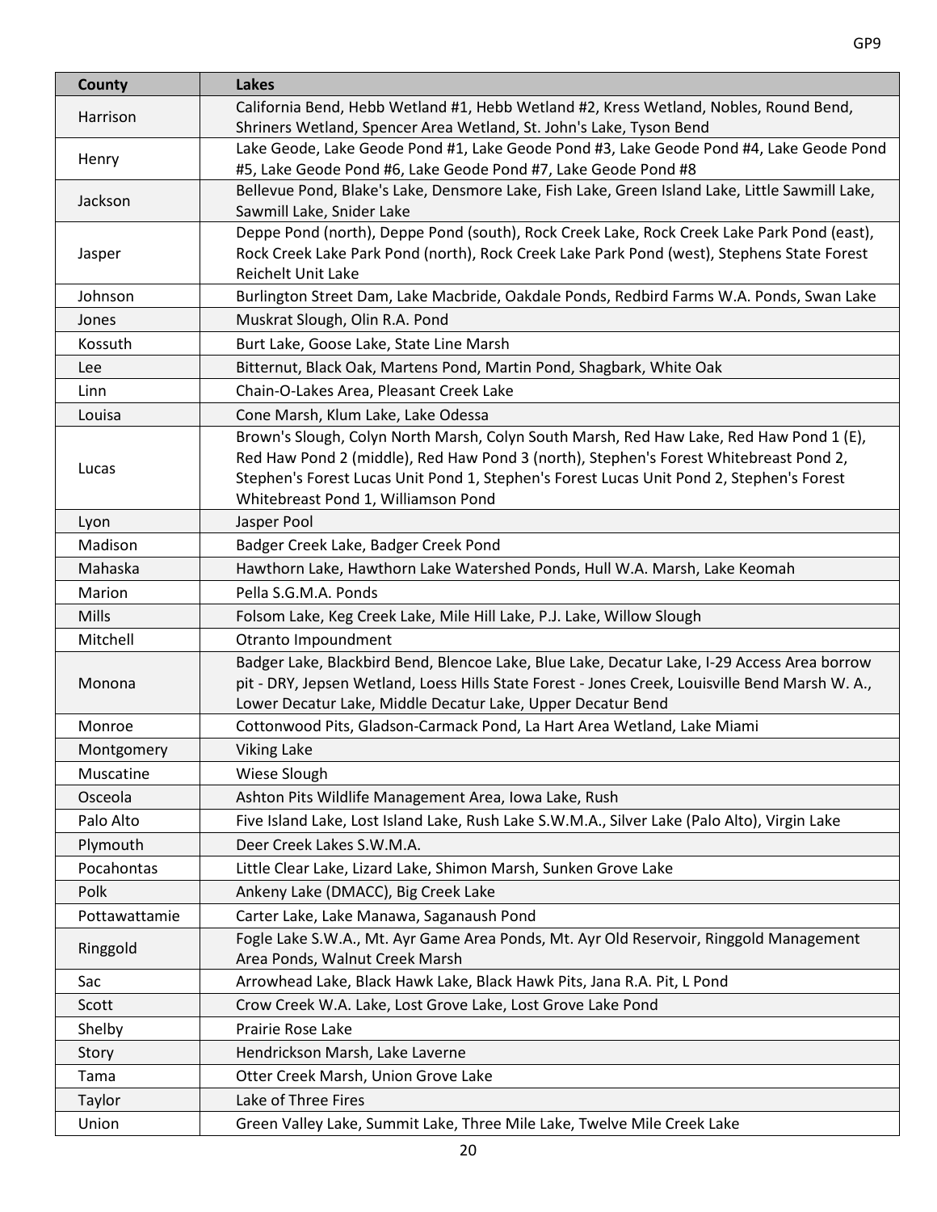| County | Lakes |
| --- | --- |
| Harrison | California Bend, Hebb Wetland #1, Hebb Wetland #2, Kress Wetland, Nobles, Round Bend, Shriners Wetland, Spencer Area Wetland, St. John's Lake, Tyson Bend |
| Henry | Lake Geode, Lake Geode Pond #1, Lake Geode Pond #3, Lake Geode Pond #4, Lake Geode Pond #5, Lake Geode Pond #6, Lake Geode Pond #7, Lake Geode Pond #8 |
| Jackson | Bellevue Pond, Blake's Lake, Densmore Lake, Fish Lake, Green Island Lake, Little Sawmill Lake, Sawmill Lake, Snider Lake |
| Jasper | Deppe Pond (north), Deppe Pond (south), Rock Creek Lake, Rock Creek Lake Park Pond (east), Rock Creek Lake Park Pond (north), Rock Creek Lake Park Pond (west), Stephens State Forest Reichelt Unit Lake |
| Johnson | Burlington Street Dam, Lake Macbride, Oakdale Ponds, Redbird Farms W.A. Ponds, Swan Lake |
| Jones | Muskrat Slough, Olin R.A. Pond |
| Kossuth | Burt Lake, Goose Lake, State Line Marsh |
| Lee | Bitternut, Black Oak, Martens Pond, Martin Pond, Shagbark, White Oak |
| Linn | Chain-O-Lakes Area, Pleasant Creek Lake |
| Louisa | Cone Marsh, Klum Lake, Lake Odessa |
| Lucas | Brown's Slough, Colyn North Marsh, Colyn South Marsh, Red Haw Lake, Red Haw Pond 1 (E), Red Haw Pond 2 (middle), Red Haw Pond 3 (north), Stephen's Forest Whitebreast Pond 2, Stephen's Forest Lucas Unit Pond 1, Stephen's Forest Lucas Unit Pond 2, Stephen's Forest Whitebreast Pond 1, Williamson Pond |
| Lyon | Jasper Pool |
| Madison | Badger Creek Lake, Badger Creek Pond |
| Mahaska | Hawthorn Lake, Hawthorn Lake Watershed Ponds, Hull W.A. Marsh, Lake Keomah |
| Marion | Pella S.G.M.A. Ponds |
| Mills | Folsom Lake, Keg Creek Lake, Mile Hill Lake, P.J. Lake, Willow Slough |
| Mitchell | Otranto Impoundment |
| Monona | Badger Lake, Blackbird Bend, Blencoe Lake, Blue Lake, Decatur Lake, I-29 Access Area borrow pit - DRY, Jepsen Wetland, Loess Hills State Forest - Jones Creek, Louisville Bend Marsh W. A., Lower Decatur Lake, Middle Decatur Lake, Upper Decatur Bend |
| Monroe | Cottonwood Pits, Gladson-Carmack Pond, La Hart Area Wetland, Lake Miami |
| Montgomery | Viking Lake |
| Muscatine | Wiese Slough |
| Osceola | Ashton Pits Wildlife Management Area, Iowa Lake, Rush |
| Palo Alto | Five Island Lake, Lost Island Lake, Rush Lake S.W.M.A., Silver Lake (Palo Alto), Virgin Lake |
| Plymouth | Deer Creek Lakes S.W.M.A. |
| Pocahontas | Little Clear Lake, Lizard Lake, Shimon Marsh, Sunken Grove Lake |
| Polk | Ankeny Lake (DMACC), Big Creek Lake |
| Pottawattamie | Carter Lake, Lake Manawa, Saganaush Pond |
| Ringgold | Fogle Lake S.W.A., Mt. Ayr Game Area Ponds, Mt. Ayr Old Reservoir, Ringgold Management Area Ponds, Walnut Creek Marsh |
| Sac | Arrowhead Lake, Black Hawk Lake, Black Hawk Pits, Jana R.A. Pit, L Pond |
| Scott | Crow Creek W.A. Lake, Lost Grove Lake, Lost Grove Lake Pond |
| Shelby | Prairie Rose Lake |
| Story | Hendrickson Marsh, Lake Laverne |
| Tama | Otter Creek Marsh, Union Grove Lake |
| Taylor | Lake of Three Fires |
| Union | Green Valley Lake, Summit Lake, Three Mile Lake, Twelve Mile Creek Lake |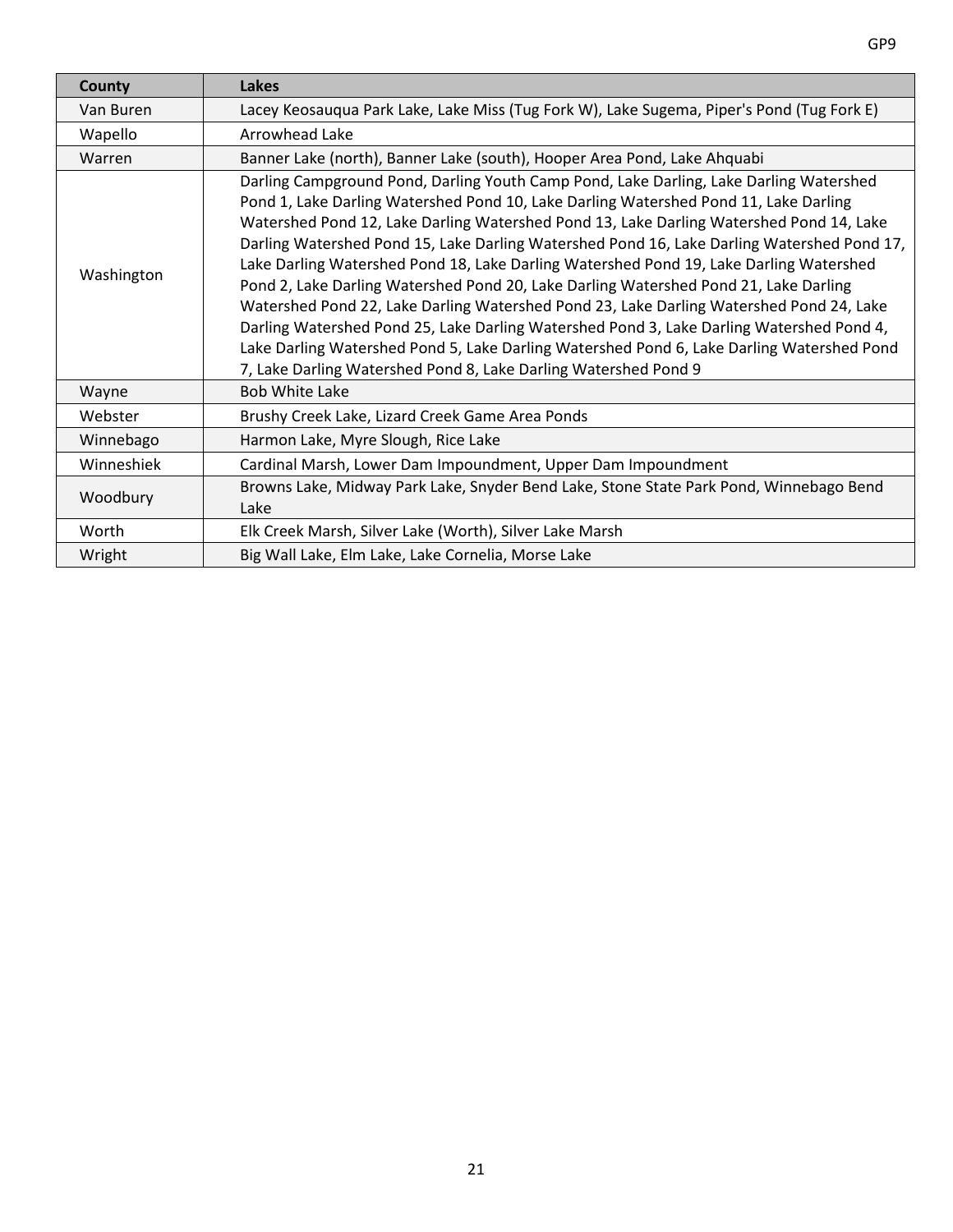| County | Lakes |
|---|---|
| Van Buren | Lacey Keosauqua Park Lake, Lake Miss (Tug Fork W), Lake Sugema, Piper's Pond (Tug Fork E) |
| Wapello | Arrowhead Lake |
| Warren | Banner Lake (north), Banner Lake (south), Hooper Area Pond, Lake Ahquabi |
| Washington | Darling Campground Pond, Darling Youth Camp Pond, Lake Darling, Lake Darling Watershed Pond 1, Lake Darling Watershed Pond 10, Lake Darling Watershed Pond 11, Lake Darling Watershed Pond 12, Lake Darling Watershed Pond 13, Lake Darling Watershed Pond 14, Lake Darling Watershed Pond 15, Lake Darling Watershed Pond 16, Lake Darling Watershed Pond 17, Lake Darling Watershed Pond 18, Lake Darling Watershed Pond 19, Lake Darling Watershed Pond 2, Lake Darling Watershed Pond 20, Lake Darling Watershed Pond 21, Lake Darling Watershed Pond 22, Lake Darling Watershed Pond 23, Lake Darling Watershed Pond 24, Lake Darling Watershed Pond 25, Lake Darling Watershed Pond 3, Lake Darling Watershed Pond 4, Lake Darling Watershed Pond 5, Lake Darling Watershed Pond 6, Lake Darling Watershed Pond 7, Lake Darling Watershed Pond 8, Lake Darling Watershed Pond 9 |
| Wayne | Bob White Lake |
| Webster | Brushy Creek Lake, Lizard Creek Game Area Ponds |
| Winnebago | Harmon Lake, Myre Slough, Rice Lake |
| Winneshiek | Cardinal Marsh, Lower Dam Impoundment, Upper Dam Impoundment |
| Woodbury | Browns Lake, Midway Park Lake, Snyder Bend Lake, Stone State Park Pond, Winnebago Bend Lake |
| Worth | Elk Creek Marsh, Silver Lake (Worth), Silver Lake Marsh |
| Wright | Big Wall Lake, Elm Lake, Lake Cornelia, Morse Lake |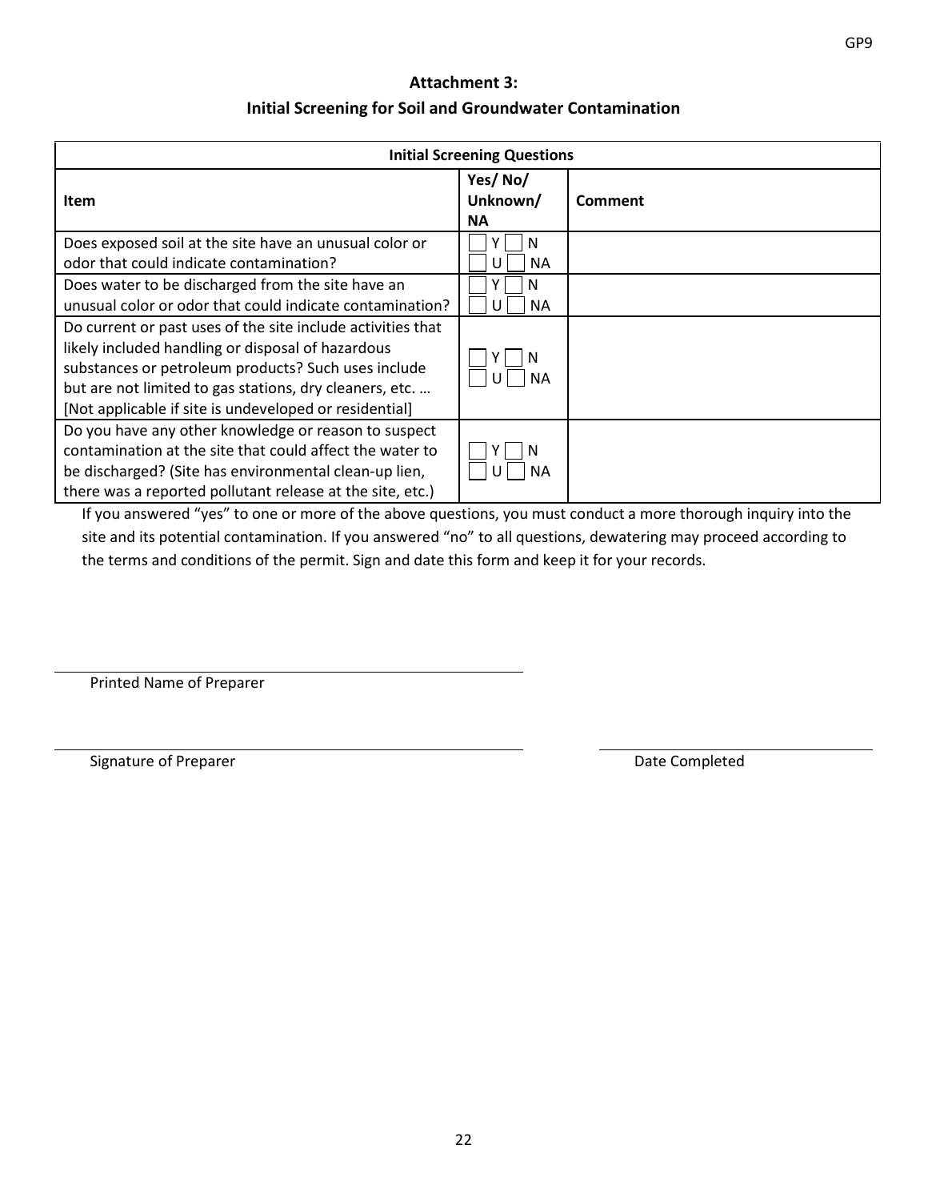## Attachment 3:

## Initial Screening for Soil and Groundwater Contamination

| Initial Screening Questions | | |
|---|---|---|
| **Item** | **Yes/ No/ Unknown/ NA** | **Comment** |
| Does exposed soil at the site have an unusual color or odor that could indicate contamination? | ☐ Y ☐ N ☐ U ☐ NA | |
| Does water to be discharged from the site have an unusual color or odor that could indicate contamination? | ☐ Y ☐ N ☐ U ☐ NA | |
| Do current or past uses of the site include activities that likely included handling or disposal of hazardous substances or petroleum products? Such uses include but are not limited to gas stations, dry cleaners, etc. … [Not applicable if site is undeveloped or residential] | ☐ Y ☐ N ☐ U ☐ NA | |
| Do you have any other knowledge or reason to suspect contamination at the site that could affect the water to be discharged? (Site has environmental clean-up lien, there was a reported pollutant release at the site, etc.) | ☐ Y ☐ N ☐ U ☐ NA | |

If you answered "yes" to one or more of the above questions, you must conduct a more thorough inquiry into the site and its potential contamination. If you answered "no" to all questions, dewatering may proceed according to the terms and conditions of the permit. Sign and date this form and keep it for your records.

\_\_\_\_\_\_\_\_\_\_\_\_\_\_\_\_\_\_\_\_\_\_\_\_\_\_\_\_\_\_\_\_\_\_\_\_\_\_\_\_

Printed Name of Preparer

\_\_\_\_\_\_\_\_\_\_\_\_\_\_\_\_\_\_\_\_\_\_\_\_\_\_\_\_\_\_\_\_\_\_\_\_\_\_\_\_ \_\_\_\_\_\_\_\_\_\_\_\_\_\_\_\_\_\_\_\_\_\_

Signature of Preparer Date Completed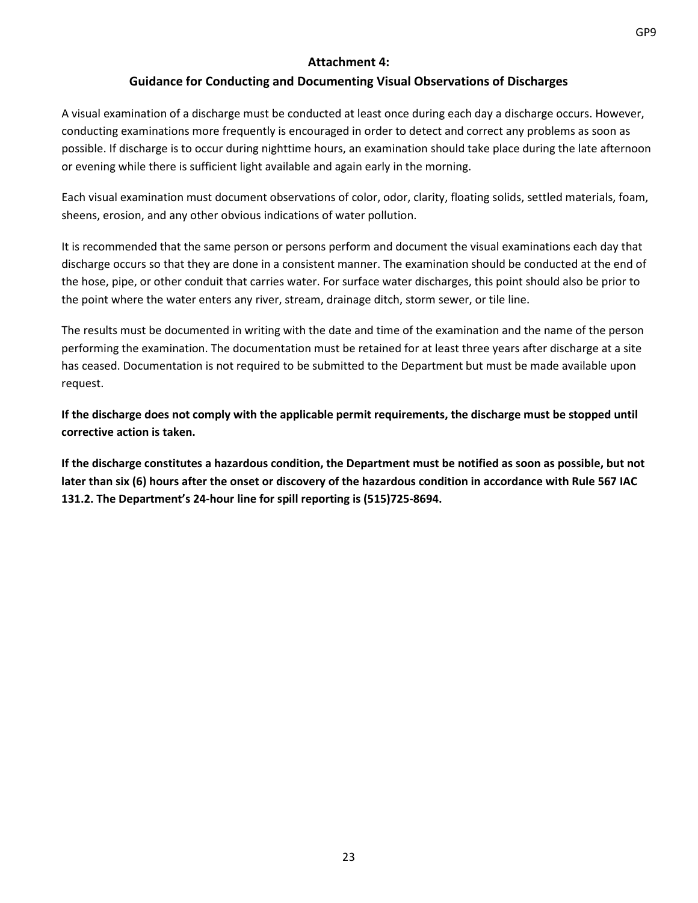## Attachment 4:
## Guidance for Conducting and Documenting Visual Observations of Discharges

A visual examination of a discharge must be conducted at least once during each day a discharge occurs. However, conducting examinations more frequently is encouraged in order to detect and correct any problems as soon as possible. If discharge is to occur during nighttime hours, an examination should take place during the late afternoon or evening while there is sufficient light available and again early in the morning.

Each visual examination must document observations of color, odor, clarity, floating solids, settled materials, foam, sheens, erosion, and any other obvious indications of water pollution.

It is recommended that the same person or persons perform and document the visual examinations each day that discharge occurs so that they are done in a consistent manner. The examination should be conducted at the end of the hose, pipe, or other conduit that carries water. For surface water discharges, this point should also be prior to the point where the water enters any river, stream, drainage ditch, storm sewer, or tile line.

The results must be documented in writing with the date and time of the examination and the name of the person performing the examination. The documentation must be retained for at least three years after discharge at a site has ceased. Documentation is not required to be submitted to the Department but must be made available upon request.

**If the discharge does not comply with the applicable permit requirements, the discharge must be stopped until corrective action is taken.**

**If the discharge constitutes a hazardous condition, the Department must be notified as soon as possible, but not later than six (6) hours after the onset or discovery of the hazardous condition in accordance with Rule 567 IAC 131.2. The Department's 24-hour line for spill reporting is (515)725-8694.**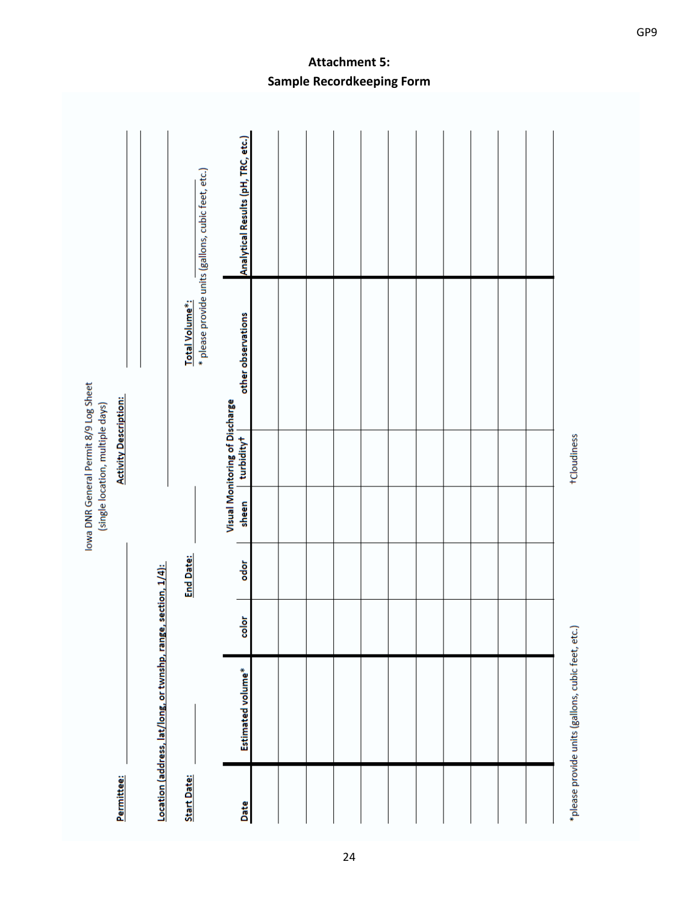# Attachment 5:
# Sample Recordkeeping Form

Iowa DNR General Permit 8/9 Log Sheet
(single location, multiple days)

**Permittee:** ______________ **Activity Description:** ______________

**Location (address, lat/long, or twnshp, range, section, 1/4):** ______________

**Start Date:** ________ **End Date:** ________ **Total Volume*:** ________
* please provide units (gallons, cubic feet, etc.)

| Date | Estimated volume* | Visual Monitoring of Discharge | | | | | Analytical Results (pH, TRC, etc.) |
|---|---|---|---|---|---|---|---|
| | | color | odor | sheen | turbidity† | other observations | |
| | | | | | | | |
| | | | | | | | |
| | | | | | | | |
| | | | | | | | |
| | | | | | | | |
| | | | | | | | |
| | | | | | | | |
| | | | | | | | |
| | | | | | | | |
| | | | | | | | |
| | | | | | | | |

*please provide units (gallons, cubic feet, etc.)

†Cloudiness